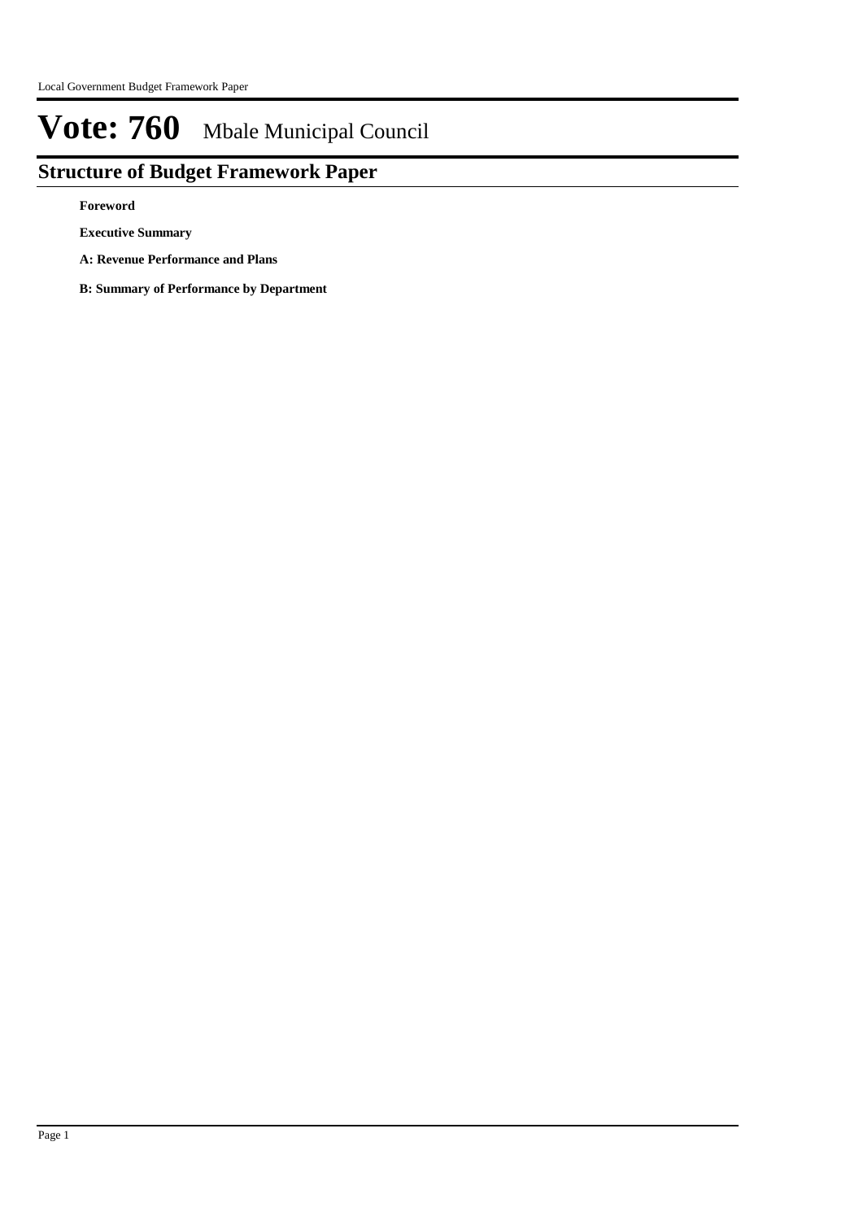# Vote: 760 Mbale Municipal Council

## Structure of Budget Framework Paper

**Foreword**

**Executive Summary**

**A: Revenue Performance and Plans**

**B: Summary of Performance by Department**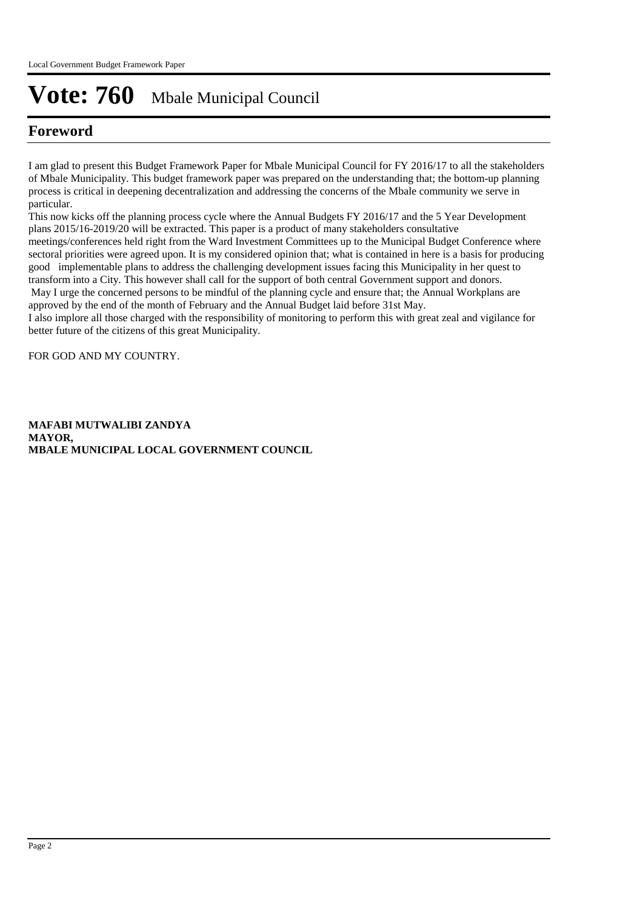# Vote: 760 Mbale Municipal Council

## Foreword

I am glad to present this Budget Framework Paper for Mbale Municipal Council for FY 2016/17 to all the stakeholders of Mbale Municipality. This budget framework paper was prepared on the understanding that; the bottom-up planning process is critical in deepening decentralization and addressing the concerns of the Mbale community we serve in particular.

This now kicks off the planning process cycle where the Annual Budgets FY 2016/17 and the 5 Year Development plans 2015/16-2019/20 will be extracted. This paper is a product of many stakeholders consultative meetings/conferences held right from the Ward Investment Committees up to the Municipal Budget Conference where sectoral priorities were agreed upon. It is my considered opinion that; what is contained in here is a basis for producing good implementable plans to address the challenging development issues facing this Municipality in her quest to transform into a City. This however shall call for the support of both central Government support and donors.

May I urge the concerned persons to be mindful of the planning cycle and ensure that; the Annual Workplans are approved by the end of the month of February and the Annual Budget laid before 31st May.

I also implore all those charged with the responsibility of monitoring to perform this with great zeal and vigilance for better future of the citizens of this great Municipality.

FOR GOD AND MY COUNTRY.

**MAFABI MUTWALIBI ZANDYA**
**MAYOR,**
**MBALE MUNICIPAL LOCAL GOVERNMENT COUNCIL**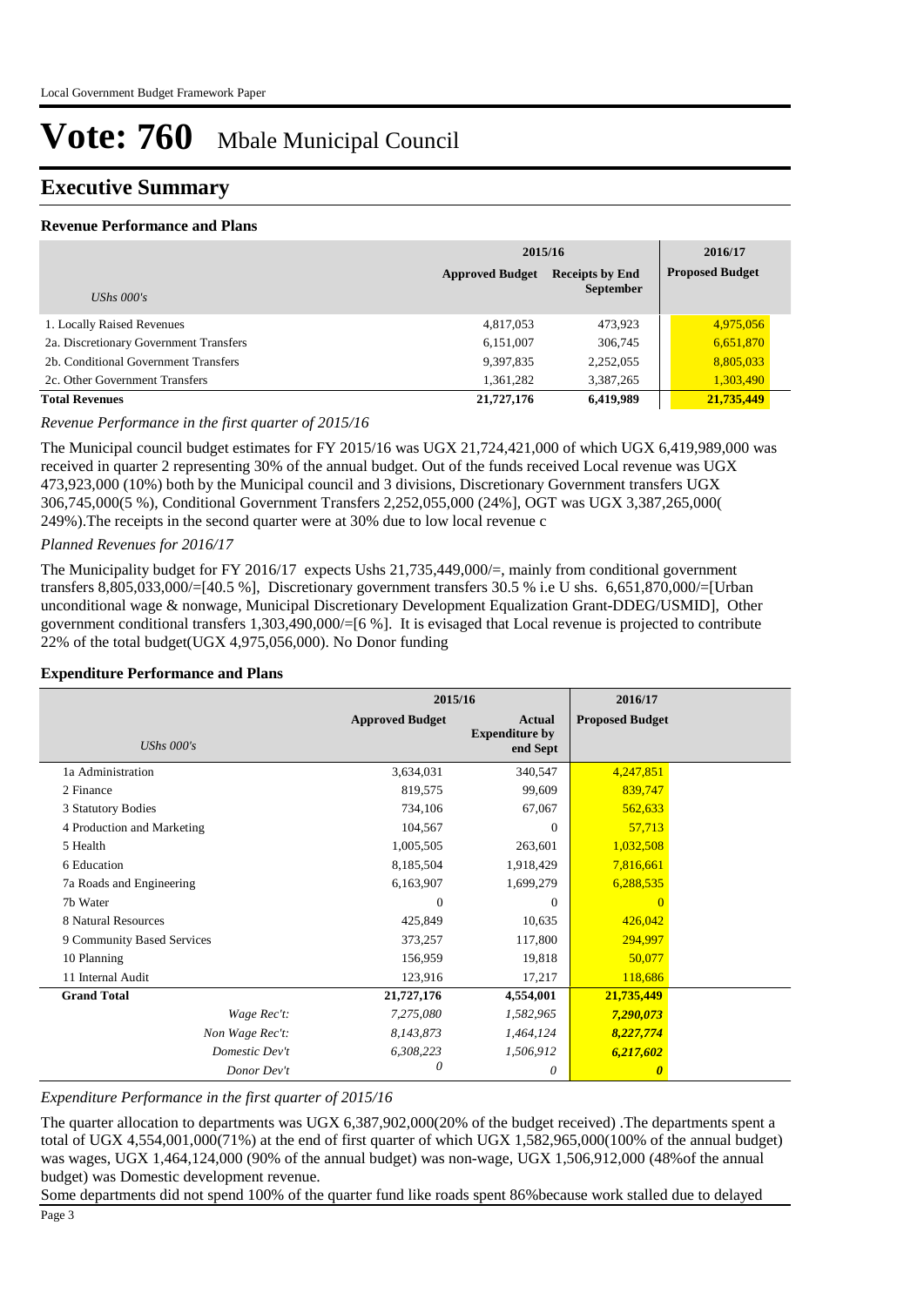# Vote: 760 Mbale Municipal Council

## Executive Summary

### Revenue Performance and Plans

| UShs 000's | 2015/16 Approved Budget | 2015/16 Receipts by End September | 2016/17 Proposed Budget |
|---|---|---|---|
| 1. Locally Raised Revenues | 4,817,053 | 473,923 | 4,975,056 |
| 2a. Discretionary Government Transfers | 6,151,007 | 306,745 | 6,651,870 |
| 2b. Conditional Government Transfers | 9,397,835 | 2,252,055 | 8,805,033 |
| 2c. Other Government Transfers | 1,361,282 | 3,387,265 | 1,303,490 |
| **Total Revenues** | **21,727,176** | **6,419,989** | **21,735,449** |

*Revenue Performance in the first quarter of 2015/16*

The Municipal council budget estimates for FY 2015/16 was UGX 21,724,421,000 of which UGX 6,419,989,000 was received in quarter 2 representing 30% of the annual budget. Out of the funds received Local revenue was UGX 473,923,000 (10%) both by the Municipal council and 3 divisions, Discretionary Government transfers UGX 306,745,000(5 %), Conditional Government Transfers 2,252,055,000 (24%], OGT was UGX 3,387,265,000( 249%).The receipts in the second quarter were at 30% due to low local revenue c

*Planned Revenues for 2016/17*

The Municipality budget for FY 2016/17 expects Ushs 21,735,449,000/=, mainly from conditional government transfers 8,805,033,000/=[40.5 %], Discretionary government transfers 30.5 % i.e U shs. 6,651,870,000/=[Urban unconditional wage & nonwage, Municipal Discretionary Development Equalization Grant-DDEG/USMID], Other government conditional transfers 1,303,490,000/=[6 %]. It is evisaged that Local revenue is projected to contribute 22% of the total budget(UGX 4,975,056,000). No Donor funding

### Expenditure Performance and Plans

| UShs 000's | 2015/16 Approved Budget | 2015/16 Actual Expenditure by end Sept | 2016/17 Proposed Budget |
|---|---|---|---|
| 1a Administration | 3,634,031 | 340,547 | 4,247,851 |
| 2 Finance | 819,575 | 99,609 | 839,747 |
| 3 Statutory Bodies | 734,106 | 67,067 | 562,633 |
| 4 Production and Marketing | 104,567 | 0 | 57,713 |
| 5 Health | 1,005,505 | 263,601 | 1,032,508 |
| 6 Education | 8,185,504 | 1,918,429 | 7,816,661 |
| 7a Roads and Engineering | 6,163,907 | 1,699,279 | 6,288,535 |
| 7b Water | 0 | 0 | 0 |
| 8 Natural Resources | 425,849 | 10,635 | 426,042 |
| 9 Community Based Services | 373,257 | 117,800 | 294,997 |
| 10 Planning | 156,959 | 19,818 | 50,077 |
| 11 Internal Audit | 123,916 | 17,217 | 118,686 |
| **Grand Total** | **21,727,176** | **4,554,001** | **21,735,449** |
| *Wage Rec't:* | *7,275,080* | *1,582,965* | ***7,290,073*** |
| *Non Wage Rec't:* | *8,143,873* | *1,464,124* | ***8,227,774*** |
| *Domestic Dev't* | *6,308,223* | *1,506,912* | ***6,217,602*** |
| *Donor Dev't* | *0* | *0* | ***0*** |

*Expenditure Performance in the first quarter of 2015/16*

The quarter allocation to departments was UGX 6,387,902,000(20% of the budget received) .The departments spent a total of UGX 4,554,001,000(71%) at the end of first quarter of which UGX 1,582,965,000(100% of the annual budget) was wages, UGX 1,464,124,000 (90% of the annual budget) was non-wage, UGX 1,506,912,000 (48%of the annual budget) was Domestic development revenue.

Some departments did not spend 100% of the quarter fund like roads spent 86%because work stalled due to delayed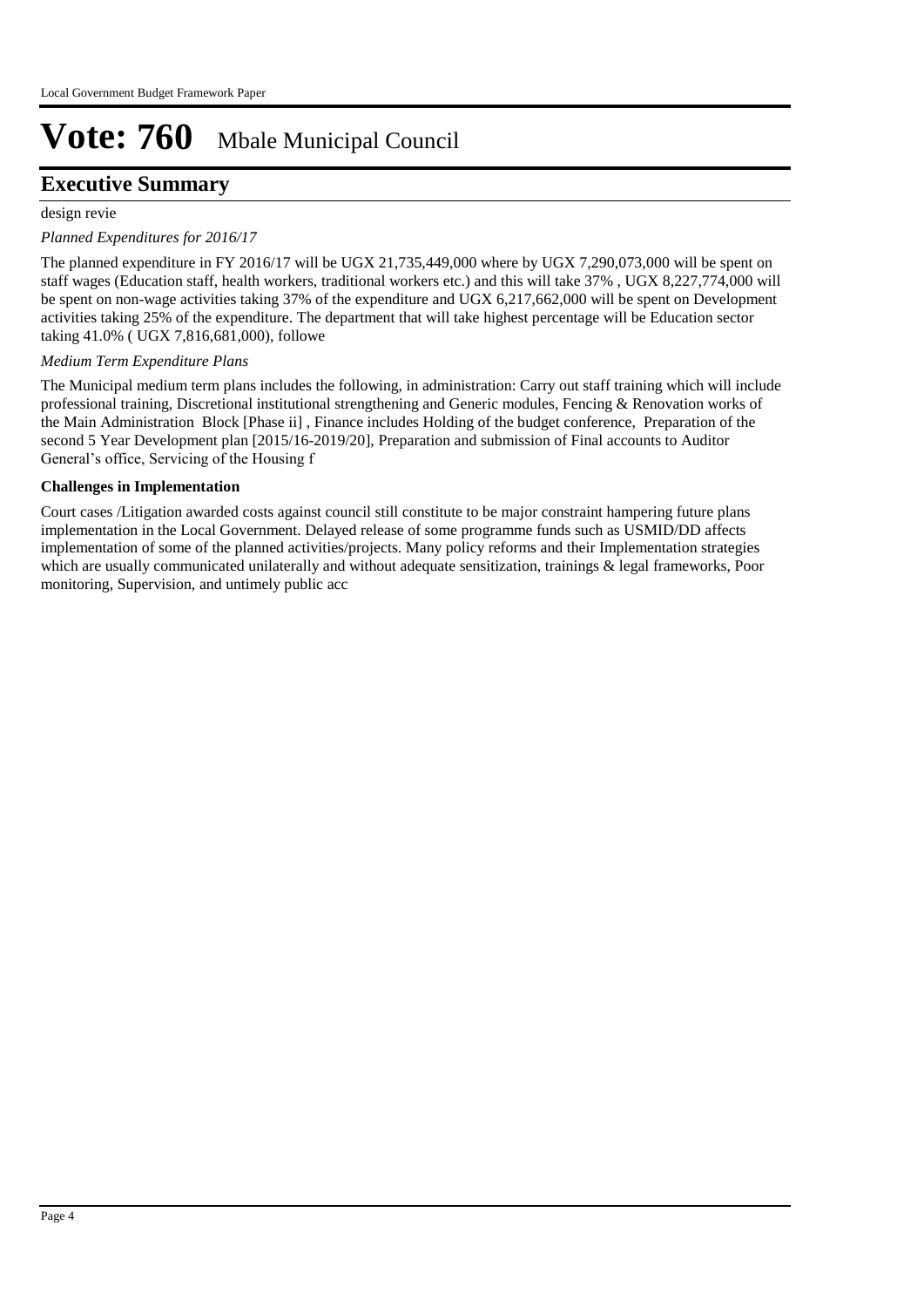# Vote: 760 Mbale Municipal Council

## Executive Summary

design revie

*Planned Expenditures for 2016/17*

The planned expenditure in FY 2016/17 will be UGX 21,735,449,000 where by UGX 7,290,073,000 will be spent on staff wages (Education staff, health workers, traditional workers etc.) and this will take 37% , UGX 8,227,774,000 will be spent on non-wage activities taking 37% of the expenditure and UGX 6,217,662,000 will be spent on Development activities taking 25% of the expenditure. The department that will take highest percentage will be Education sector taking 41.0% ( UGX 7,816,681,000), followe

*Medium Term Expenditure Plans*

The Municipal medium term plans includes the following, in administration: Carry out staff training which will include professional training, Discretional institutional strengthening and Generic modules, Fencing & Renovation works of the Main Administration Block [Phase ii] , Finance includes Holding of the budget conference, Preparation of the second 5 Year Development plan [2015/16-2019/20], Preparation and submission of Final accounts to Auditor General's office, Servicing of the Housing f

**Challenges in Implementation**

Court cases /Litigation awarded costs against council still constitute to be major constraint hampering future plans implementation in the Local Government. Delayed release of some programme funds such as USMID/DD affects implementation of some of the planned activities/projects. Many policy reforms and their Implementation strategies which are usually communicated unilaterally and without adequate sensitization, trainings & legal frameworks, Poor monitoring, Supervision, and untimely public acc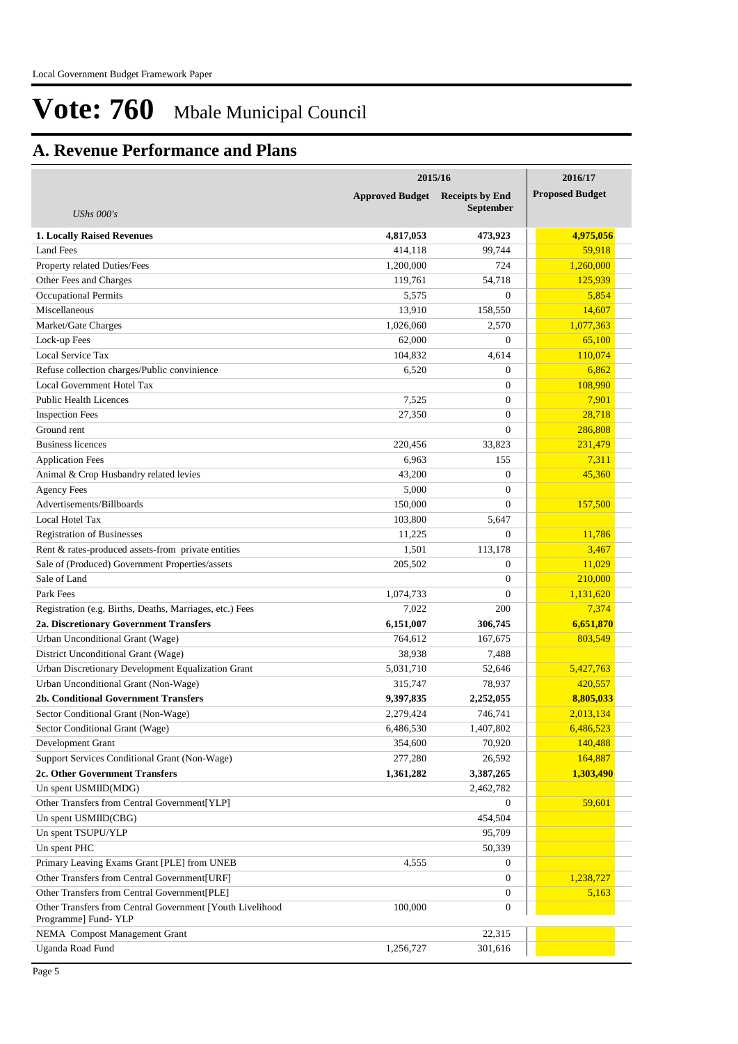# Vote: 760 Mbale Municipal Council

## A. Revenue Performance and Plans

| *UShs 000's* | 2015/16 Approved Budget | 2015/16 Receipts by End September | 2016/17 Proposed Budget |
|---|---|---|---|
| **1. Locally Raised Revenues** | **4,817,053** | **473,923** | **4,975,056** |
| Land Fees | 414,118 | 99,744 | 59,918 |
| Property related Duties/Fees | 1,200,000 | 724 | 1,260,000 |
| Other Fees and Charges | 119,761 | 54,718 | 125,939 |
| Occupational Permits | 5,575 | 0 | 5,854 |
| Miscellaneous | 13,910 | 158,550 | 14,607 |
| Market/Gate Charges | 1,026,060 | 2,570 | 1,077,363 |
| Lock-up Fees | 62,000 | 0 | 65,100 |
| Local Service Tax | 104,832 | 4,614 | 110,074 |
| Refuse collection charges/Public convinience | 6,520 | 0 | 6,862 |
| Local Government Hotel Tax | | 0 | 108,990 |
| Public Health Licences | 7,525 | 0 | 7,901 |
| Inspection Fees | 27,350 | 0 | 28,718 |
| Ground rent | | 0 | 286,808 |
| Business licences | 220,456 | 33,823 | 231,479 |
| Application Fees | 6,963 | 155 | 7,311 |
| Animal & Crop Husbandry related levies | 43,200 | 0 | 45,360 |
| Agency Fees | 5,000 | 0 | |
| Advertisements/Billboards | 150,000 | 0 | 157,500 |
| Local Hotel Tax | 103,800 | 5,647 | |
| Registration of Businesses | 11,225 | 0 | 11,786 |
| Rent & rates-produced assets-from private entities | 1,501 | 113,178 | 3,467 |
| Sale of (Produced) Government Properties/assets | 205,502 | 0 | 11,029 |
| Sale of Land | | 0 | 210,000 |
| Park Fees | 1,074,733 | 0 | 1,131,620 |
| Registration (e.g. Births, Deaths, Marriages, etc.) Fees | 7,022 | 200 | 7,374 |
| **2a. Discretionary Government Transfers** | **6,151,007** | **306,745** | **6,651,870** |
| Urban Unconditional Grant (Wage) | 764,612 | 167,675 | 803,549 |
| District Unconditional Grant (Wage) | 38,938 | 7,488 | |
| Urban Discretionary Development Equalization Grant | 5,031,710 | 52,646 | 5,427,763 |
| Urban Unconditional Grant (Non-Wage) | 315,747 | 78,937 | 420,557 |
| **2b. Conditional Government Transfers** | **9,397,835** | **2,252,055** | **8,805,033** |
| Sector Conditional Grant (Non-Wage) | 2,279,424 | 746,741 | 2,013,134 |
| Sector Conditional Grant (Wage) | 6,486,530 | 1,407,802 | 6,486,523 |
| Development Grant | 354,600 | 70,920 | 140,488 |
| Support Services Conditional Grant (Non-Wage) | 277,280 | 26,592 | 164,887 |
| **2c. Other Government Transfers** | **1,361,282** | **3,387,265** | **1,303,490** |
| Un spent USMIID(MDG) | | 2,462,782 | |
| Other Transfers from Central Government[YLP] | | 0 | 59,601 |
| Un spent USMIID(CBG) | | 454,504 | |
| Un spent TSUPU/YLP | | 95,709 | |
| Un spent PHC | | 50,339 | |
| Primary Leaving Exams Grant [PLE] from UNEB | 4,555 | 0 | |
| Other Transfers from Central Government[URF] | | 0 | 1,238,727 |
| Other Transfers from Central Government[PLE] | | 0 | 5,163 |
| Other Transfers from Central Government [Youth Livelihood Programme] Fund- YLP | 100,000 | 0 | |
| NEMA Compost Management Grant | | 22,315 | |
| Uganda Road Fund | 1,256,727 | 301,616 | |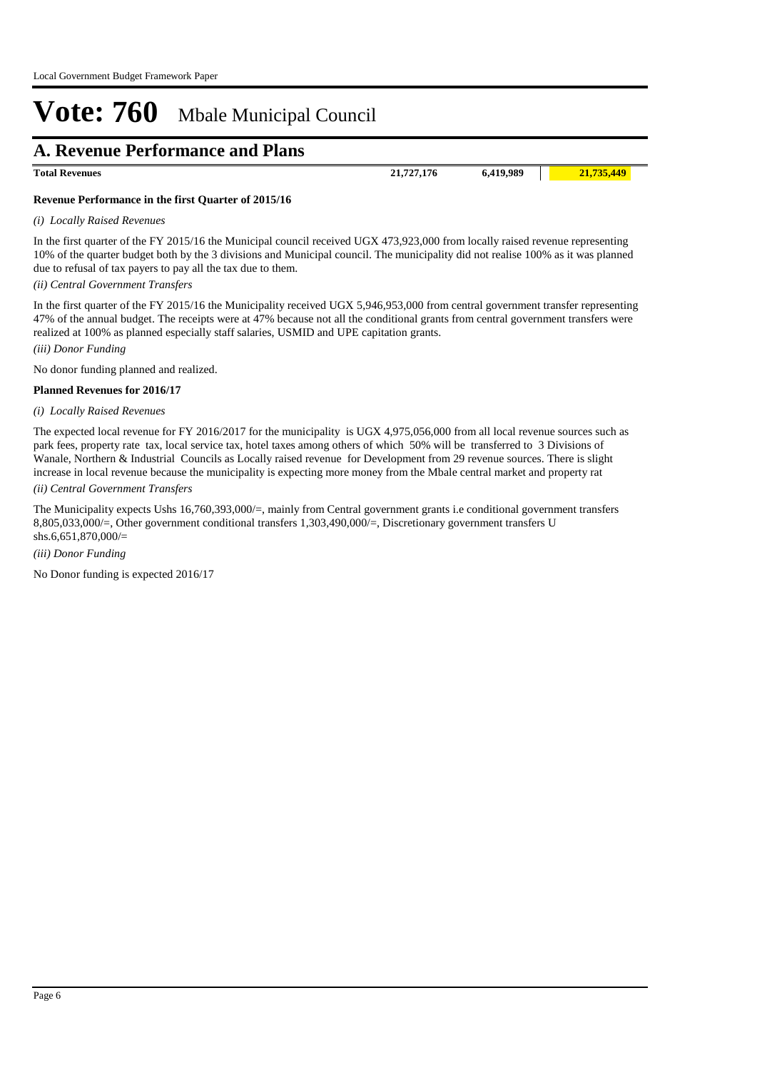# Vote: 760 Mbale Municipal Council

## A. Revenue Performance and Plans

| | | | |
|---|---|---|---|
| **Total Revenues** | **21,727,176** | **6,419,989** | **21,735,449** |

**Revenue Performance in the first Quarter of 2015/16**

*(i) Locally Raised Revenues*

In the first quarter of the FY 2015/16 the Municipal council received UGX 473,923,000 from locally raised revenue representing 10% of the quarter budget both by the 3 divisions and Municipal council. The municipality did not realise 100% as it was planned due to refusal of tax payers to pay all the tax due to them.

*(ii) Central Government Transfers*

In the first quarter of the FY 2015/16 the Municipality received UGX 5,946,953,000 from central government transfer representing 47% of the annual budget. The receipts were at 47% because not all the conditional grants from central government transfers were realized at 100% as planned especially staff salaries, USMID and UPE capitation grants.

*(iii) Donor Funding*

No donor funding planned and realized.

**Planned Revenues for 2016/17**

*(i) Locally Raised Revenues*

The expected local revenue for FY 2016/2017 for the municipality is UGX 4,975,056,000 from all local revenue sources such as park fees, property rate tax, local service tax, hotel taxes among others of which 50% will be transferred to 3 Divisions of Wanale, Northern & Industrial Councils as Locally raised revenue for Development from 29 revenue sources. There is slight increase in local revenue because the municipality is expecting more money from the Mbale central market and property rat

*(ii) Central Government Transfers*

The Municipality expects Ushs 16,760,393,000/=, mainly from Central government grants i.e conditional government transfers 8,805,033,000/=, Other government conditional transfers 1,303,490,000/=, Discretionary government transfers U shs.6,651,870,000/=

*(iii) Donor Funding*

No Donor funding is expected 2016/17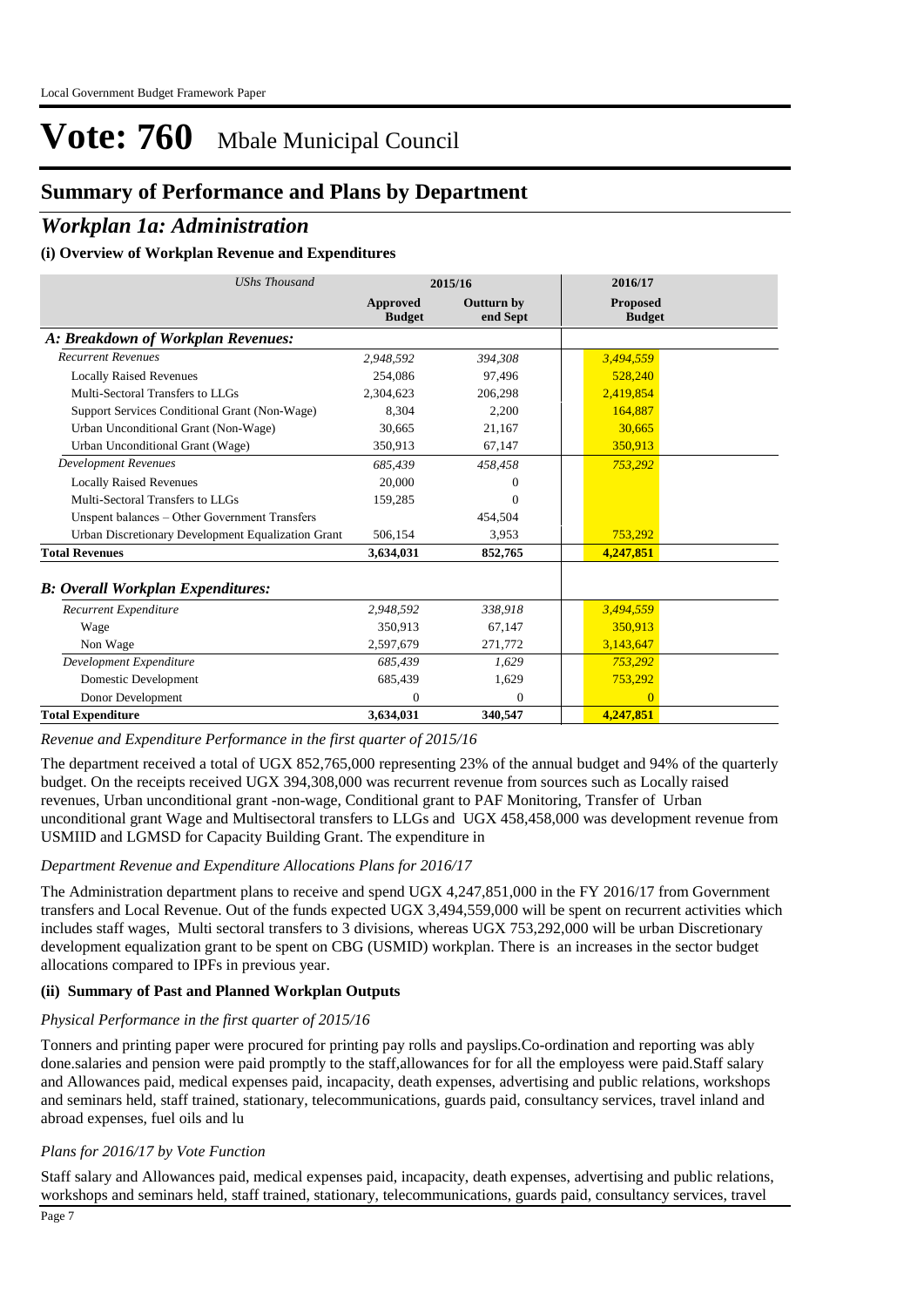# Vote: 760 Mbale Municipal Council

## Summary of Performance and Plans by Department

## *Workplan 1a: Administration*

### (i) Overview of Workplan Revenue and Expenditures

| *UShs Thousand* | 2015/16 | | 2016/17 |
|---|---|---|---|
| | **Approved Budget** | **Outturn by end Sept** | **Proposed Budget** |
| ***A: Breakdown of Workplan Revenues:*** | | | |
| *Recurrent Revenues* | *2,948,592* | *394,308* | *3,494,559* |
| Locally Raised Revenues | 254,086 | 97,496 | 528,240 |
| Multi-Sectoral Transfers to LLGs | 2,304,623 | 206,298 | 2,419,854 |
| Support Services Conditional Grant (Non-Wage) | 8,304 | 2,200 | 164,887 |
| Urban Unconditional Grant (Non-Wage) | 30,665 | 21,167 | 30,665 |
| Urban Unconditional Grant (Wage) | 350,913 | 67,147 | 350,913 |
| *Development Revenues* | *685,439* | *458,458* | *753,292* |
| Locally Raised Revenues | 20,000 | 0 | |
| Multi-Sectoral Transfers to LLGs | 159,285 | 0 | |
| Unspent balances – Other Government Transfers | | 454,504 | |
| Urban Discretionary Development Equalization Grant | 506,154 | 3,953 | 753,292 |
| **Total Revenues** | **3,634,031** | **852,765** | **4,247,851** |
| ***B: Overall Workplan Expenditures:*** | | | |
| *Recurrent Expenditure* | *2,948,592* | *338,918* | *3,494,559* |
| Wage | 350,913 | 67,147 | 350,913 |
| Non Wage | 2,597,679 | 271,772 | 3,143,647 |
| *Development Expenditure* | *685,439* | *1,629* | *753,292* |
| Domestic Development | 685,439 | 1,629 | 753,292 |
| Donor Development | 0 | 0 | 0 |
| **Total Expenditure** | **3,634,031** | **340,547** | **4,247,851** |

*Revenue and Expenditure Performance in the first quarter of 2015/16*

The department received a total of UGX 852,765,000 representing 23% of the annual budget and 94% of the quarterly budget. On the receipts received UGX 394,308,000 was recurrent revenue from sources such as Locally raised revenues, Urban unconditional grant -non-wage, Conditional grant to PAF Monitoring, Transfer of Urban unconditional grant Wage and Multisectoral transfers to LLGs and UGX 458,458,000 was development revenue from USMIID and LGMSD for Capacity Building Grant. The expenditure in

*Department Revenue and Expenditure Allocations Plans for 2016/17*

The Administration department plans to receive and spend UGX 4,247,851,000 in the FY 2016/17 from Government transfers and Local Revenue. Out of the funds expected UGX 3,494,559,000 will be spent on recurrent activities which includes staff wages, Multi sectoral transfers to 3 divisions, whereas UGX 753,292,000 will be urban Discretionary development equalization grant to be spent on CBG (USMID) workplan. There is an increases in the sector budget allocations compared to IPFs in previous year.

### (ii) Summary of Past and Planned Workplan Outputs

*Physical Performance in the first quarter of 2015/16*

Tonners and printing paper were procured for printing pay rolls and payslips.Co-ordination and reporting was ably done.salaries and pension were paid promptly to the staff,allowances for for all the employess were paid.Staff salary and Allowances paid, medical expenses paid, incapacity, death expenses, advertising and public relations, workshops and seminars held, staff trained, stationary, telecommunications, guards paid, consultancy services, travel inland and abroad expenses, fuel oils and lu

*Plans for 2016/17 by Vote Function*

Staff salary and Allowances paid, medical expenses paid, incapacity, death expenses, advertising and public relations, workshops and seminars held, staff trained, stationary, telecommunications, guards paid, consultancy services, travel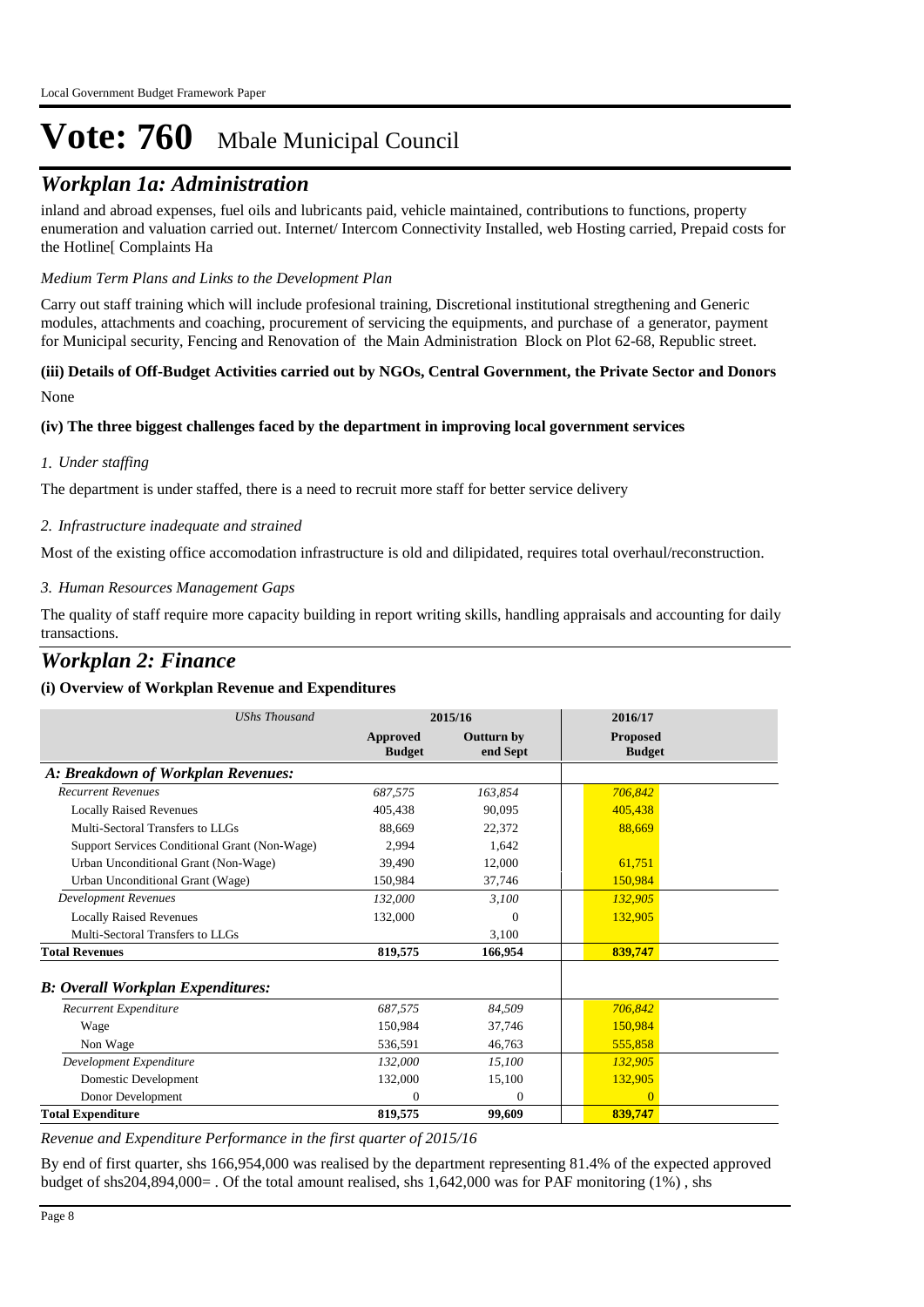# Vote: 760 Mbale Municipal Council

## Workplan 1a: Administration

inland and abroad expenses, fuel oils and lubricants paid, vehicle maintained, contributions to functions, property enumeration and valuation carried out. Internet/ Intercom Connectivity Installed, web Hosting carried, Prepaid costs for the Hotline[ Complaints Ha

*Medium Term Plans and Links to the Development Plan*

Carry out staff training which will include profesional training, Discretional institutional stregthening and Generic modules, attachments and coaching, procurement of servicing the equipments, and purchase of a generator, payment for Municipal security, Fencing and Renovation of the Main Administration Block on Plot 62-68, Republic street.

**(iii) Details of Off-Budget Activities carried out by NGOs, Central Government, the Private Sector and Donors**

None

**(iv) The three biggest challenges faced by the department in improving local government services**

*1. Under staffing*

The department is under staffed, there is a need to recruit more staff for better service delivery

*2. Infrastructure inadequate and strained*

Most of the existing office accomodation infrastructure is old and dilipidated, requires total overhaul/reconstruction.

*3. Human Resources Management Gaps*

The quality of staff require more capacity building in report writing skills, handling appraisals and accounting for daily transactions.

## Workplan 2: Finance

**(i) Overview of Workplan Revenue and Expenditures**

| *UShs Thousand* | 2015/16 | | 2016/17 |
|---|---|---|---|
| | **Approved Budget** | **Outturn by end Sept** | **Proposed Budget** |
| ***A: Breakdown of Workplan Revenues:*** | | | |
| *Recurrent Revenues* | *687,575* | *163,854* | *706,842* |
| Locally Raised Revenues | 405,438 | 90,095 | 405,438 |
| Multi-Sectoral Transfers to LLGs | 88,669 | 22,372 | 88,669 |
| Support Services Conditional Grant (Non-Wage) | 2,994 | 1,642 | |
| Urban Unconditional Grant (Non-Wage) | 39,490 | 12,000 | 61,751 |
| Urban Unconditional Grant (Wage) | 150,984 | 37,746 | 150,984 |
| *Development Revenues* | *132,000* | *3,100* | *132,905* |
| Locally Raised Revenues | 132,000 | 0 | 132,905 |
| Multi-Sectoral Transfers to LLGs | | 3,100 | |
| **Total Revenues** | **819,575** | **166,954** | **839,747** |
| ***B: Overall Workplan Expenditures:*** | | | |
| *Recurrent Expenditure* | *687,575* | *84,509* | *706,842* |
| Wage | 150,984 | 37,746 | 150,984 |
| Non Wage | 536,591 | 46,763 | 555,858 |
| *Development Expenditure* | *132,000* | *15,100* | *132,905* |
| Domestic Development | 132,000 | 15,100 | 132,905 |
| Donor Development | 0 | 0 | 0 |
| **Total Expenditure** | **819,575** | **99,609** | **839,747** |

*Revenue and Expenditure Performance in the first quarter of 2015/16*

By end of first quarter, shs 166,954,000 was realised by the department representing 81.4% of the expected approved budget of shs204,894,000= . Of the total amount realised, shs 1,642,000 was for PAF monitoring (1%) , shs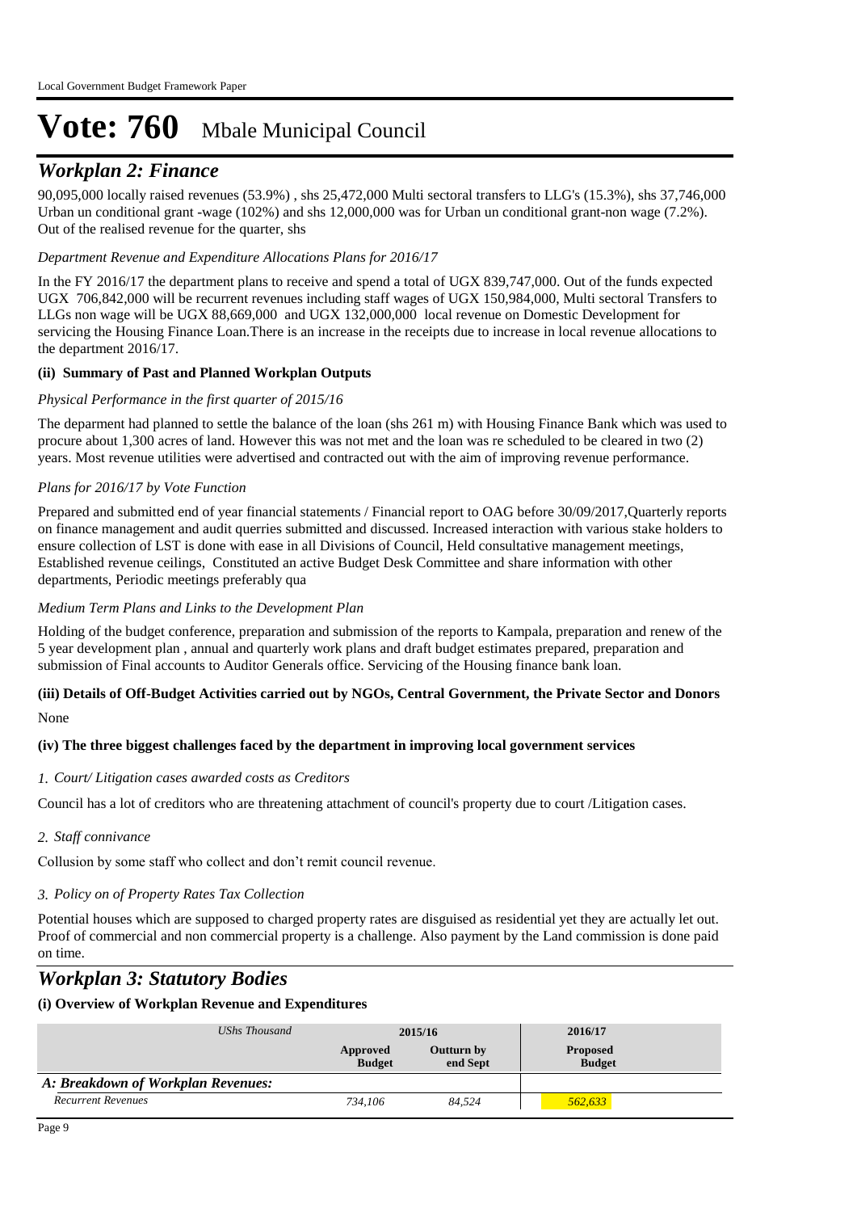# Vote: 760 Mbale Municipal Council

## *Workplan 2: Finance*

90,095,000 locally raised revenues (53.9%) , shs 25,472,000 Multi sectoral transfers to LLG's (15.3%), shs 37,746,000 Urban un conditional grant -wage (102%) and shs 12,000,000 was for Urban un conditional grant-non wage (7.2%). Out of the realised revenue for the quarter, shs

*Department Revenue and Expenditure Allocations Plans for 2016/17*

In the FY 2016/17 the department plans to receive and spend a total of UGX 839,747,000. Out of the funds expected UGX 706,842,000 will be recurrent revenues including staff wages of UGX 150,984,000, Multi sectoral Transfers to LLGs non wage will be UGX 88,669,000 and UGX 132,000,000 local revenue on Domestic Development for servicing the Housing Finance Loan.There is an increase in the receipts due to increase in local revenue allocations to the department 2016/17.

**(ii) Summary of Past and Planned Workplan Outputs**

*Physical Performance in the first quarter of 2015/16*

The deparment had planned to settle the balance of the loan (shs 261 m) with Housing Finance Bank which was used to procure about 1,300 acres of land. However this was not met and the loan was re scheduled to be cleared in two (2) years. Most revenue utilities were advertised and contracted out with the aim of improving revenue performance.

*Plans for 2016/17 by Vote Function*

Prepared and submitted end of year financial statements / Financial report to OAG before 30/09/2017,Quarterly reports on finance management and audit querries submitted and discussed. Increased interaction with various stake holders to ensure collection of LST is done with ease in all Divisions of Council, Held consultative management meetings, Established revenue ceilings, Constituted an active Budget Desk Committee and share information with other departments, Periodic meetings preferably qua

*Medium Term Plans and Links to the Development Plan*

Holding of the budget conference, preparation and submission of the reports to Kampala, preparation and renew of the 5 year development plan , annual and quarterly work plans and draft budget estimates prepared, preparation and submission of Final accounts to Auditor Generals office. Servicing of the Housing finance bank loan.

**(iii) Details of Off-Budget Activities carried out by NGOs, Central Government, the Private Sector and Donors**

None

**(iv) The three biggest challenges faced by the department in improving local government services**

1. *Court/ Litigation cases awarded costs as Creditors*

Council has a lot of creditors who are threatening attachment of council's property due to court /Litigation cases.

2. *Staff connivance*

Collusion by some staff who collect and don't remit council revenue.

3. *Policy on of Property Rates Tax Collection*

Potential houses which are supposed to charged property rates are disguised as residential yet they are actually let out. Proof of commercial and non commercial property is a challenge. Also payment by the Land commission is done paid on time.

## *Workplan 3: Statutory Bodies*

**(i) Overview of Workplan Revenue and Expenditures**

| *UShs Thousand* | 2015/16 | | 2016/17 |
|---|---|---|---|
| | **Approved Budget** | **Outturn by end Sept** | **Proposed Budget** |
| ***A: Breakdown of Workplan Revenues:*** | | | |
| *Recurrent Revenues* | *734,106* | *84,524* | *562,633* |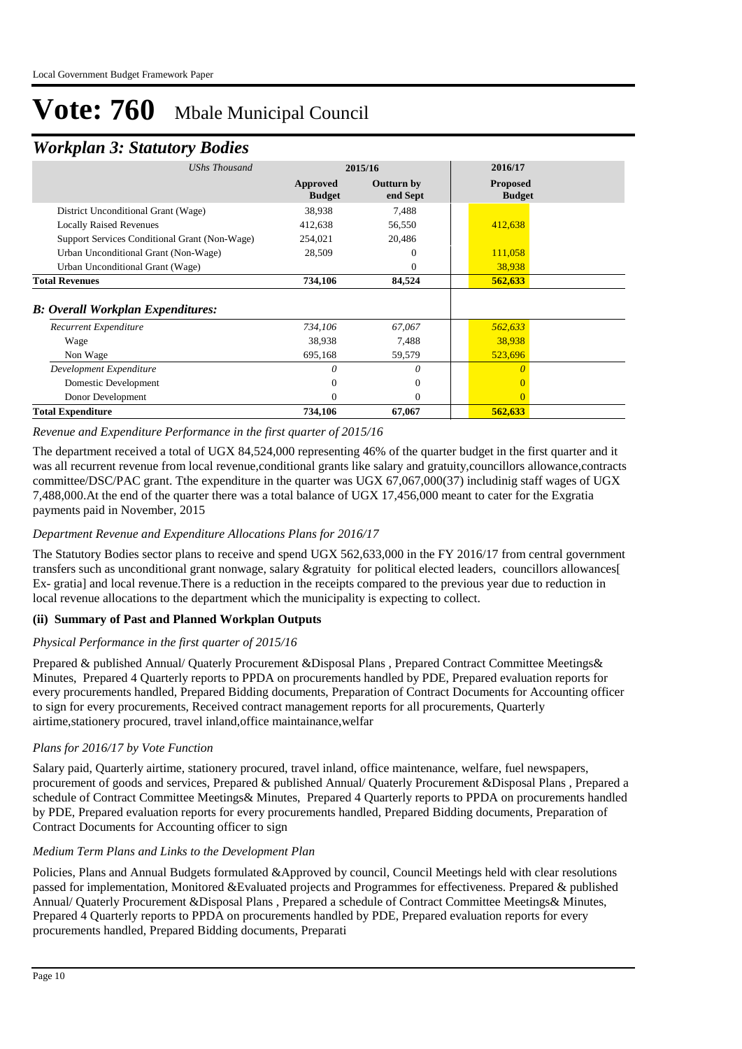# Vote: 760 Mbale Municipal Council

## *Workplan 3: Statutory Bodies*

| *UShs Thousand* | 2015/16 | | 2016/17 |
|---|---|---|---|
| | **Approved Budget** | **Outturn by end Sept** | **Proposed Budget** |
| District Unconditional Grant (Wage) | 38,938 | 7,488 | |
| Locally Raised Revenues | 412,638 | 56,550 | 412,638 |
| Support Services Conditional Grant (Non-Wage) | 254,021 | 20,486 | |
| Urban Unconditional Grant (Non-Wage) | 28,509 | 0 | 111,058 |
| Urban Unconditional Grant (Wage) | | 0 | 38,938 |
| **Total Revenues** | **734,106** | **84,524** | **562,633** |
| ***B: Overall Workplan Expenditures:*** | | | |
| *Recurrent Expenditure* | *734,106* | *67,067* | *562,633* |
| Wage | 38,938 | 7,488 | 38,938 |
| Non Wage | 695,168 | 59,579 | 523,696 |
| *Development Expenditure* | *0* | *0* | *0* |
| Domestic Development | 0 | 0 | 0 |
| Donor Development | 0 | 0 | 0 |
| **Total Expenditure** | **734,106** | **67,067** | **562,633** |

*Revenue and Expenditure Performance in the first quarter of 2015/16*

The department received a total of UGX 84,524,000 representing 46% of the quarter budget in the first quarter and it was all recurrent revenue from local revenue,conditional grants like salary and gratuity,councillors allowance,contracts committee/DSC/PAC grant. Tthe expenditure in the quarter was UGX 67,067,000(37) includinig staff wages of UGX 7,488,000.At the end of the quarter there was a total balance of UGX 17,456,000 meant to cater for the Exgratia payments paid in November, 2015

*Department Revenue and Expenditure Allocations Plans for 2016/17*

The Statutory Bodies sector plans to receive and spend UGX 562,633,000 in the FY 2016/17 from central government transfers such as unconditional grant nonwage, salary &gratuity for political elected leaders, councillors allowances[ Ex- gratia] and local revenue.There is a reduction in the receipts compared to the previous year due to reduction in local revenue allocations to the department which the municipality is expecting to collect.

**(ii) Summary of Past and Planned Workplan Outputs**

*Physical Performance in the first quarter of 2015/16*

Prepared & published Annual/ Quaterly Procurement &Disposal Plans , Prepared Contract Committee Meetings& Minutes, Prepared 4 Quarterly reports to PPDA on procurements handled by PDE, Prepared evaluation reports for every procurements handled, Prepared Bidding documents, Preparation of Contract Documents for Accounting officer to sign for every procurements, Received contract management reports for all procurements, Quarterly airtime,stationery procured, travel inland,office maintainance,welfar

*Plans for 2016/17 by Vote Function*

Salary paid, Quarterly airtime, stationery procured, travel inland, office maintenance, welfare, fuel newspapers, procurement of goods and services, Prepared & published Annual/ Quaterly Procurement &Disposal Plans , Prepared a schedule of Contract Committee Meetings& Minutes, Prepared 4 Quarterly reports to PPDA on procurements handled by PDE, Prepared evaluation reports for every procurements handled, Prepared Bidding documents, Preparation of Contract Documents for Accounting officer to sign

*Medium Term Plans and Links to the Development Plan*

Policies, Plans and Annual Budgets formulated &Approved by council, Council Meetings held with clear resolutions passed for implementation, Monitored &Evaluated projects and Programmes for effectiveness. Prepared & published Annual/ Quaterly Procurement &Disposal Plans , Prepared a schedule of Contract Committee Meetings& Minutes, Prepared 4 Quarterly reports to PPDA on procurements handled by PDE, Prepared evaluation reports for every procurements handled, Prepared Bidding documents, Preparati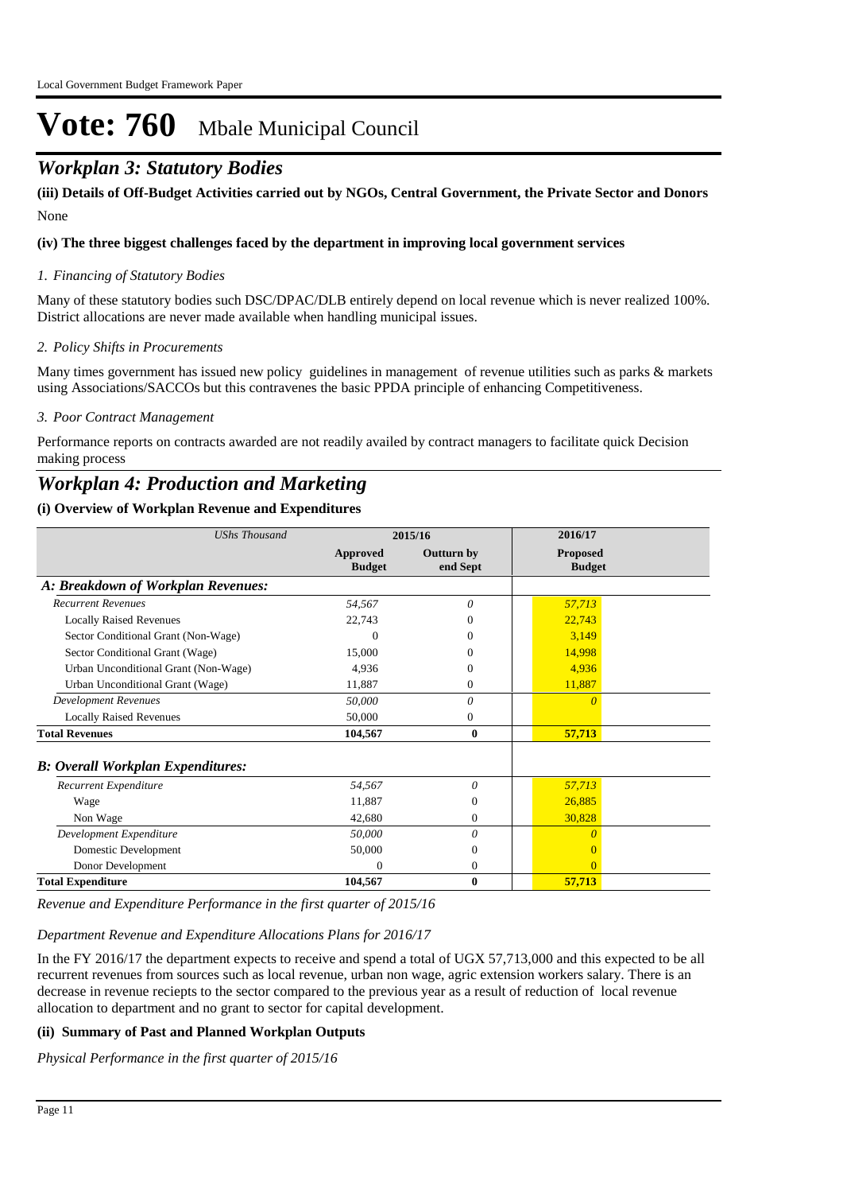# Vote: 760 Mbale Municipal Council

## *Workplan 3: Statutory Bodies*

**(iii) Details of Off-Budget Activities carried out by NGOs, Central Government, the Private Sector and Donors**

None

**(iv) The three biggest challenges faced by the department in improving local government services**

*1. Financing of Statutory Bodies*

Many of these statutory bodies such DSC/DPAC/DLB entirely depend on local revenue which is never realized 100%. District allocations are never made available when handling municipal issues.

*2. Policy Shifts in Procurements*

Many times government has issued new policy guidelines in management of revenue utilities such as parks & markets using Associations/SACCOs but this contravenes the basic PPDA principle of enhancing Competitiveness.

*3. Poor Contract Management*

Performance reports on contracts awarded are not readily availed by contract managers to facilitate quick Decision making process

## *Workplan 4: Production and Marketing*

**(i) Overview of Workplan Revenue and Expenditures**

| *UShs Thousand* | 2015/16 | | 2016/17 |
|---|---|---|---|
| | **Approved Budget** | **Outturn by end Sept** | **Proposed Budget** |
| ***A: Breakdown of Workplan Revenues:*** | | | |
| *Recurrent Revenues* | *54,567* | *0* | *57,713* |
| Locally Raised Revenues | 22,743 | 0 | 22,743 |
| Sector Conditional Grant (Non-Wage) | 0 | 0 | 3,149 |
| Sector Conditional Grant (Wage) | 15,000 | 0 | 14,998 |
| Urban Unconditional Grant (Non-Wage) | 4,936 | 0 | 4,936 |
| Urban Unconditional Grant (Wage) | 11,887 | 0 | 11,887 |
| *Development Revenues* | *50,000* | *0* | *0* |
| Locally Raised Revenues | 50,000 | 0 | |
| **Total Revenues** | **104,567** | **0** | **57,713** |
| ***B: Overall Workplan Expenditures:*** | | | |
| *Recurrent Expenditure* | *54,567* | *0* | *57,713* |
| Wage | 11,887 | 0 | 26,885 |
| Non Wage | 42,680 | 0 | 30,828 |
| *Development Expenditure* | *50,000* | *0* | *0* |
| Domestic Development | 50,000 | 0 | 0 |
| Donor Development | 0 | 0 | 0 |
| **Total Expenditure** | **104,567** | **0** | **57,713** |

*Revenue and Expenditure Performance in the first quarter of 2015/16*

*Department Revenue and Expenditure Allocations Plans for 2016/17*

In the FY 2016/17 the department expects to receive and spend a total of UGX 57,713,000 and this expected to be all recurrent revenues from sources such as local revenue, urban non wage, agric extension workers salary. There is an decrease in revenue reciepts to the sector compared to the previous year as a result of reduction of local revenue allocation to department and no grant to sector for capital development.

**(ii) Summary of Past and Planned Workplan Outputs**

*Physical Performance in the first quarter of 2015/16*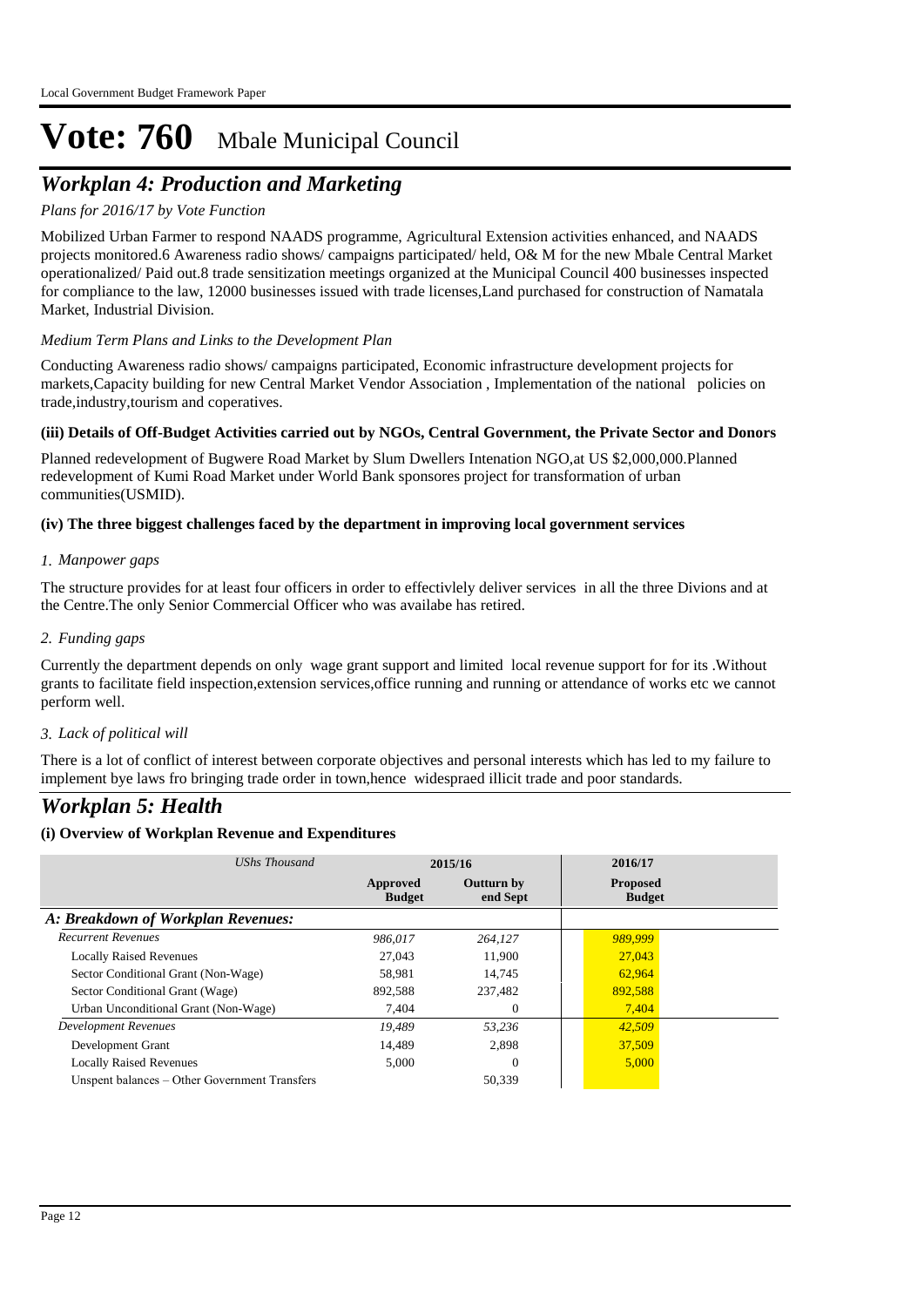# Vote: 760 Mbale Municipal Council

## *Workplan 4: Production and Marketing*

*Plans for 2016/17 by Vote Function*

Mobilized Urban Farmer to respond NAADS programme, Agricultural Extension activities enhanced, and NAADS projects monitored.6 Awareness radio shows/ campaigns participated/ held, O& M for the new Mbale Central Market operationalized/ Paid out.8 trade sensitization meetings organized at the Municipal Council 400 businesses inspected for compliance to the law, 12000 businesses issued with trade licenses,Land purchased for construction of Namatala Market, Industrial Division.

*Medium Term Plans and Links to the Development Plan*

Conducting Awareness radio shows/ campaigns participated, Economic infrastructure development projects for markets,Capacity building for new Central Market Vendor Association , Implementation of the national policies on trade,industry,tourism and coperatives.

**(iii) Details of Off-Budget Activities carried out by NGOs, Central Government, the Private Sector and Donors**

Planned redevelopment of Bugwere Road Market by Slum Dwellers Intenation NGO,at US $2,000,000.Planned redevelopment of Kumi Road Market under World Bank sponsores project for transformation of urban communities(USMID).

**(iv) The three biggest challenges faced by the department in improving local government services**

*1. Manpower gaps*

The structure provides for at least four officers in order to effectivlely deliver services in all the three Divions and at the Centre.The only Senior Commercial Officer who was availabe has retired.

*2. Funding gaps*

Currently the department depends on only wage grant support and limited local revenue support for for its .Without grants to facilitate field inspection,extension services,office running and running or attendance of works etc we cannot perform well.

*3. Lack of political will*

There is a lot of conflict of interest between corporate objectives and personal interests which has led to my failure to implement bye laws fro bringing trade order in town,hence widespraed illicit trade and poor standards.

## *Workplan 5: Health*

**(i) Overview of Workplan Revenue and Expenditures**

| *UShs Thousand* | 2015/16 | | 2016/17 |
|---|---|---|---|
| | **Approved Budget** | **Outturn by end Sept** | **Proposed Budget** |
| ***A: Breakdown of Workplan Revenues:*** | | | |
| *Recurrent Revenues* | *986,017* | *264,127* | *989,999* |
| Locally Raised Revenues | 27,043 | 11,900 | 27,043 |
| Sector Conditional Grant (Non-Wage) | 58,981 | 14,745 | 62,964 |
| Sector Conditional Grant (Wage) | 892,588 | 237,482 | 892,588 |
| Urban Unconditional Grant (Non-Wage) | 7,404 | 0 | 7,404 |
| *Development Revenues* | *19,489* | *53,236* | *42,509* |
| Development Grant | 14,489 | 2,898 | 37,509 |
| Locally Raised Revenues | 5,000 | 0 | 5,000 |
| Unspent balances – Other Government Transfers | | 50,339 | |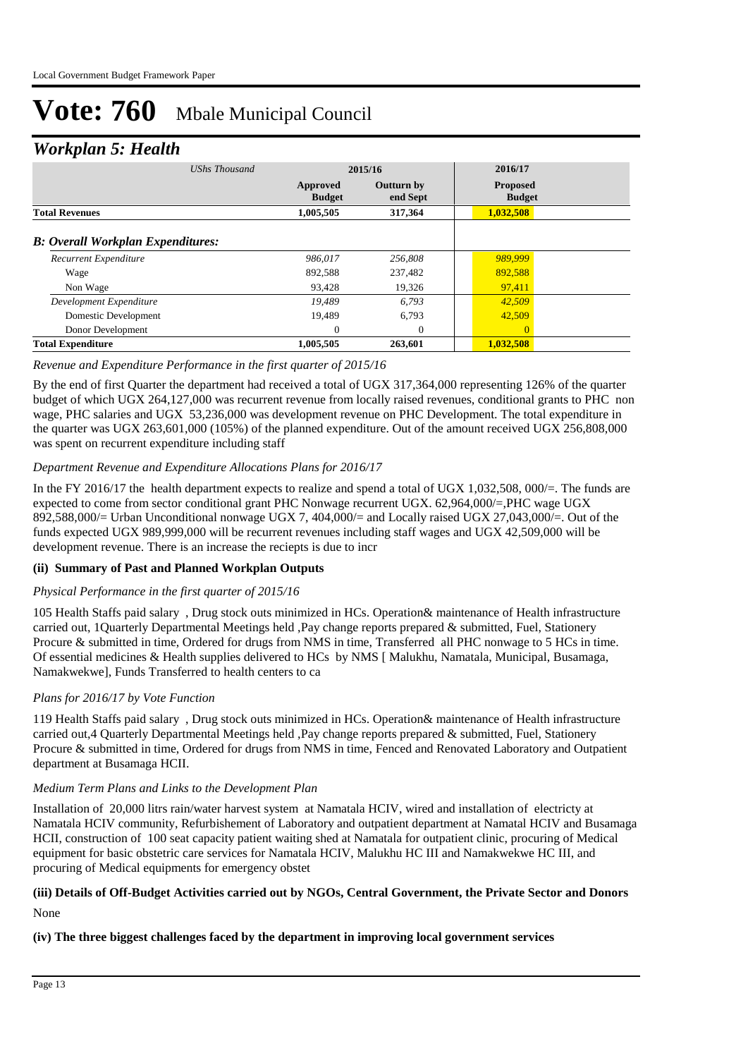# Vote: 760 Mbale Municipal Council

## *Workplan 5: Health*

| *UShs Thousand* | 2015/16 | | 2016/17 |
|---|---|---|---|
| | Approved Budget | Outturn by end Sept | Proposed Budget |
| **Total Revenues** | **1,005,505** | **317,364** | **1,032,508** |
| ***B: Overall Workplan Expenditures:*** | | | |
| *Recurrent Expenditure* | *986,017* | *256,808* | *989,999* |
| Wage | 892,588 | 237,482 | 892,588 |
| Non Wage | 93,428 | 19,326 | 97,411 |
| *Development Expenditure* | *19,489* | *6,793* | *42,509* |
| Domestic Development | 19,489 | 6,793 | 42,509 |
| Donor Development | 0 | 0 | 0 |
| **Total Expenditure** | **1,005,505** | **263,601** | **1,032,508** |

*Revenue and Expenditure Performance in the first quarter of 2015/16*

By the end of first Quarter the department had received a total of UGX 317,364,000 representing 126% of the quarter budget of which UGX 264,127,000 was recurrent revenue from locally raised revenues, conditional grants to PHC non wage, PHC salaries and UGX 53,236,000 was development revenue on PHC Development. The total expenditure in the quarter was UGX 263,601,000 (105%) of the planned expenditure. Out of the amount received UGX 256,808,000 was spent on recurrent expenditure including staff

*Department Revenue and Expenditure Allocations Plans for 2016/17*

In the FY 2016/17 the health department expects to realize and spend a total of UGX 1,032,508, 000/=. The funds are expected to come from sector conditional grant PHC Nonwage recurrent UGX. 62,964,000/=,PHC wage UGX 892,588,000/= Urban Unconditional nonwage UGX 7, 404,000/= and Locally raised UGX 27,043,000/=. Out of the funds expected UGX 989,999,000 will be recurrent revenues including staff wages and UGX 42,509,000 will be development revenue. There is an increase the reciepts is due to incr

### (ii) Summary of Past and Planned Workplan Outputs

*Physical Performance in the first quarter of 2015/16*

105 Health Staffs paid salary , Drug stock outs minimized in HCs. Operation& maintenance of Health infrastructure carried out, 1Quarterly Departmental Meetings held ,Pay change reports prepared & submitted, Fuel, Stationery Procure & submitted in time, Ordered for drugs from NMS in time, Transferred all PHC nonwage to 5 HCs in time. Of essential medicines & Health supplies delivered to HCs by NMS [ Malukhu, Namatala, Municipal, Busamaga, Namakwekwe], Funds Transferred to health centers to ca

*Plans for 2016/17 by Vote Function*

119 Health Staffs paid salary , Drug stock outs minimized in HCs. Operation& maintenance of Health infrastructure carried out,4 Quarterly Departmental Meetings held ,Pay change reports prepared & submitted, Fuel, Stationery Procure & submitted in time, Ordered for drugs from NMS in time, Fenced and Renovated Laboratory and Outpatient department at Busamaga HCII.

*Medium Term Plans and Links to the Development Plan*

Installation of 20,000 litrs rain/water harvest system at Namatala HCIV, wired and installation of electricty at Namatala HCIV community, Refurbishement of Laboratory and outpatient department at Namatal HCIV and Busamaga HCII, construction of 100 seat capacity patient waiting shed at Namatala for outpatient clinic, procuring of Medical equipment for basic obstetric care services for Namatala HCIV, Malukhu HC III and Namakwekwe HC III, and procuring of Medical equipments for emergency obstet

### (iii) Details of Off-Budget Activities carried out by NGOs, Central Government, the Private Sector and Donors

None

### (iv) The three biggest challenges faced by the department in improving local government services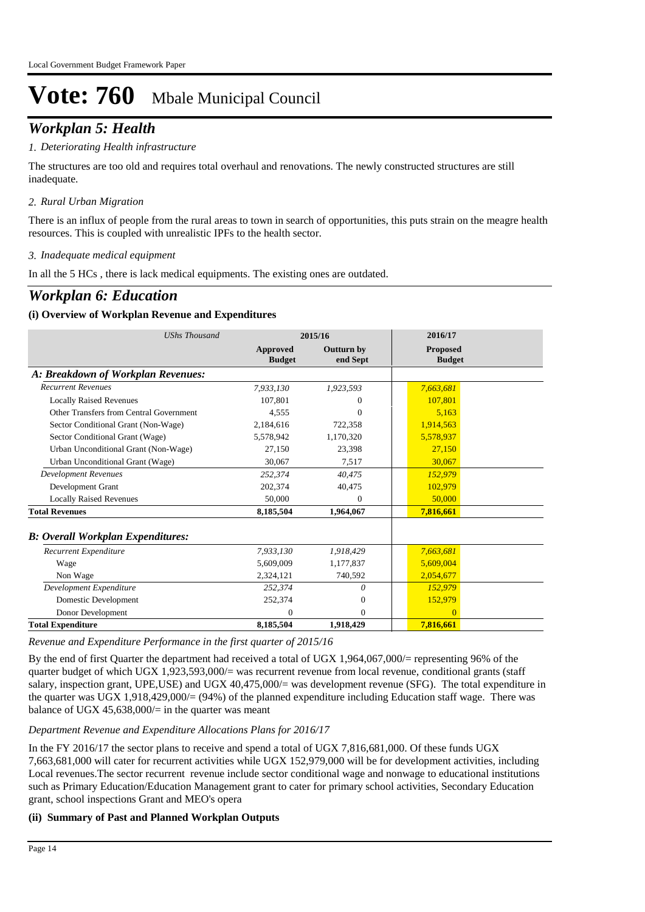# Vote: 760 Mbale Municipal Council

## *Workplan 5: Health*

*1. Deteriorating Health infrastructure*

The structures are too old and requires total overhaul and renovations. The newly constructed structures are still inadequate.

*2. Rural Urban Migration*

There is an influx of people from the rural areas to town in search of opportunities, this puts strain on the meagre health resources. This is coupled with unrealistic IPFs to the health sector.

*3. Inadequate medical equipment*

In all the 5 HCs , there is lack medical equipments. The existing ones are outdated.

## *Workplan 6: Education*

### (i) Overview of Workplan Revenue and Expenditures

| *UShs Thousand* | 2015/16 | | 2016/17 |
|---|---|---|---|
| | **Approved Budget** | **Outturn by end Sept** | **Proposed Budget** |
| ***A: Breakdown of Workplan Revenues:*** | | | |
| *Recurrent Revenues* | *7,933,130* | *1,923,593* | *7,663,681* |
| Locally Raised Revenues | 107,801 | 0 | 107,801 |
| Other Transfers from Central Government | 4,555 | 0 | 5,163 |
| Sector Conditional Grant (Non-Wage) | 2,184,616 | 722,358 | 1,914,563 |
| Sector Conditional Grant (Wage) | 5,578,942 | 1,170,320 | 5,578,937 |
| Urban Unconditional Grant (Non-Wage) | 27,150 | 23,398 | 27,150 |
| Urban Unconditional Grant (Wage) | 30,067 | 7,517 | 30,067 |
| *Development Revenues* | *252,374* | *40,475* | *152,979* |
| Development Grant | 202,374 | 40,475 | 102,979 |
| Locally Raised Revenues | 50,000 | 0 | 50,000 |
| **Total Revenues** | **8,185,504** | **1,964,067** | **7,816,661** |
| ***B: Overall Workplan Expenditures:*** | | | |
| *Recurrent Expenditure* | *7,933,130* | *1,918,429* | *7,663,681* |
| Wage | 5,609,009 | 1,177,837 | 5,609,004 |
| Non Wage | 2,324,121 | 740,592 | 2,054,677 |
| *Development Expenditure* | *252,374* | *0* | *152,979* |
| Domestic Development | 252,374 | 0 | 152,979 |
| Donor Development | 0 | 0 | 0 |
| **Total Expenditure** | **8,185,504** | **1,918,429** | **7,816,661** |

*Revenue and Expenditure Performance in the first quarter of 2015/16*

By the end of first Quarter the department had received a total of UGX 1,964,067,000/= representing 96% of the quarter budget of which UGX 1,923,593,000/= was recurrent revenue from local revenue, conditional grants (staff salary, inspection grant, UPE,USE) and UGX 40,475,000/= was development revenue (SFG). The total expenditure in the quarter was UGX 1,918,429,000/= (94%) of the planned expenditure including Education staff wage. There was balance of UGX 45,638,000/= in the quarter was meant

*Department Revenue and Expenditure Allocations Plans for 2016/17*

In the FY 2016/17 the sector plans to receive and spend a total of UGX 7,816,681,000. Of these funds UGX 7,663,681,000 will cater for recurrent activities while UGX 152,979,000 will be for development activities, including Local revenues.The sector recurrent revenue include sector conditional wage and nonwage to educational institutions such as Primary Education/Education Management grant to cater for primary school activities, Secondary Education grant, school inspections Grant and MEO's opera

### (ii) Summary of Past and Planned Workplan Outputs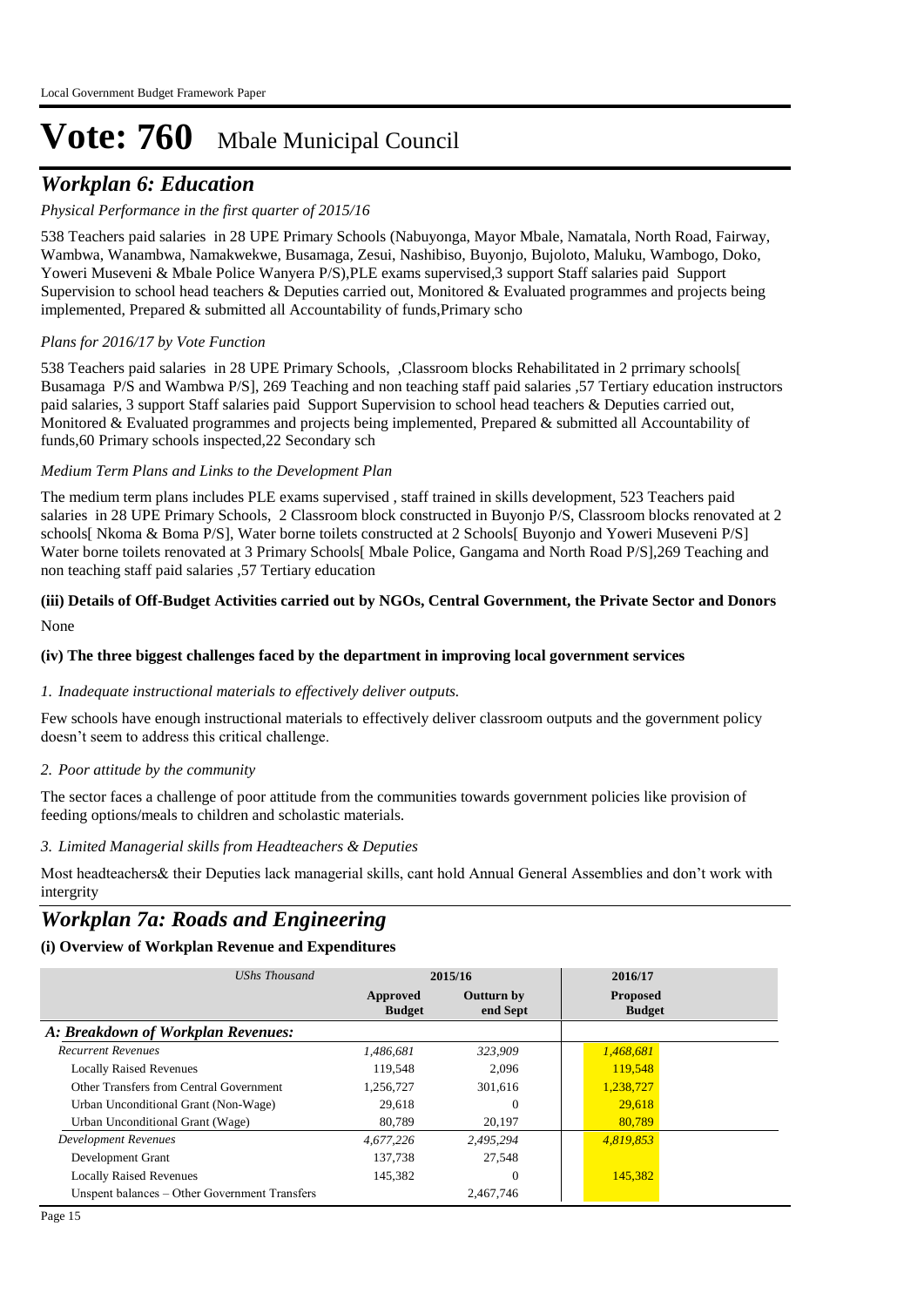# Vote: 760 Mbale Municipal Council

## *Workplan 6: Education*

*Physical Performance in the first quarter of 2015/16*

538 Teachers paid salaries in 28 UPE Primary Schools (Nabuyonga, Mayor Mbale, Namatala, North Road, Fairway, Wambwa, Wanambwa, Namakwekwe, Busamaga, Zesui, Nashibiso, Buyonjo, Bujoloto, Maluku, Wambogo, Doko, Yoweri Museveni & Mbale Police Wanyera P/S),PLE exams supervised,3 support Staff salaries paid Support Supervision to school head teachers & Deputies carried out, Monitored & Evaluated programmes and projects being implemented, Prepared & submitted all Accountability of funds,Primary scho

*Plans for 2016/17 by Vote Function*

538 Teachers paid salaries in 28 UPE Primary Schools, ,Classroom blocks Rehabilitated in 2 prrimary schools[ Busamaga P/S and Wambwa P/S], 269 Teaching and non teaching staff paid salaries ,57 Tertiary education instructors paid salaries, 3 support Staff salaries paid Support Supervision to school head teachers & Deputies carried out, Monitored & Evaluated programmes and projects being implemented, Prepared & submitted all Accountability of funds,60 Primary schools inspected,22 Secondary sch

*Medium Term Plans and Links to the Development Plan*

The medium term plans includes PLE exams supervised , staff trained in skills development, 523 Teachers paid salaries in 28 UPE Primary Schools, 2 Classroom block constructed in Buyonjo P/S, Classroom blocks renovated at 2 schools[ Nkoma & Boma P/S], Water borne toilets constructed at 2 Schools[ Buyonjo and Yoweri Museveni P/S] Water borne toilets renovated at 3 Primary Schools[ Mbale Police, Gangama and North Road P/S],269 Teaching and non teaching staff paid salaries ,57 Tertiary education

**(iii) Details of Off-Budget Activities carried out by NGOs, Central Government, the Private Sector and Donors**

None

**(iv) The three biggest challenges faced by the department in improving local government services**

*1. Inadequate instructional materials to effectively deliver outputs.*

Few schools have enough instructional materials to effectively deliver classroom outputs and the government policy doesn't seem to address this critical challenge.

*2. Poor attitude by the community*

The sector faces a challenge of poor attitude from the communities towards government policies like provision of feeding options/meals to children and scholastic materials.

*3. Limited Managerial skills from Headteachers & Deputies*

Most headteachers& their Deputies lack managerial skills, cant hold Annual General Assemblies and don't work with intergrity

## *Workplan 7a: Roads and Engineering*

**(i) Overview of Workplan Revenue and Expenditures**

| *UShs Thousand* | 2015/16 | | 2016/17 |
|---|---|---|---|
| | **Approved Budget** | **Outturn by end Sept** | **Proposed Budget** |
| ***A: Breakdown of Workplan Revenues:*** | | | |
| *Recurrent Revenues* | *1,486,681* | *323,909* | *1,468,681* |
| Locally Raised Revenues | 119,548 | 2,096 | 119,548 |
| Other Transfers from Central Government | 1,256,727 | 301,616 | 1,238,727 |
| Urban Unconditional Grant (Non-Wage) | 29,618 | 0 | 29,618 |
| Urban Unconditional Grant (Wage) | 80,789 | 20,197 | 80,789 |
| *Development Revenues* | *4,677,226* | *2,495,294* | *4,819,853* |
| Development Grant | 137,738 | 27,548 | |
| Locally Raised Revenues | 145,382 | 0 | 145,382 |
| Unspent balances – Other Government Transfers | | 2,467,746 | |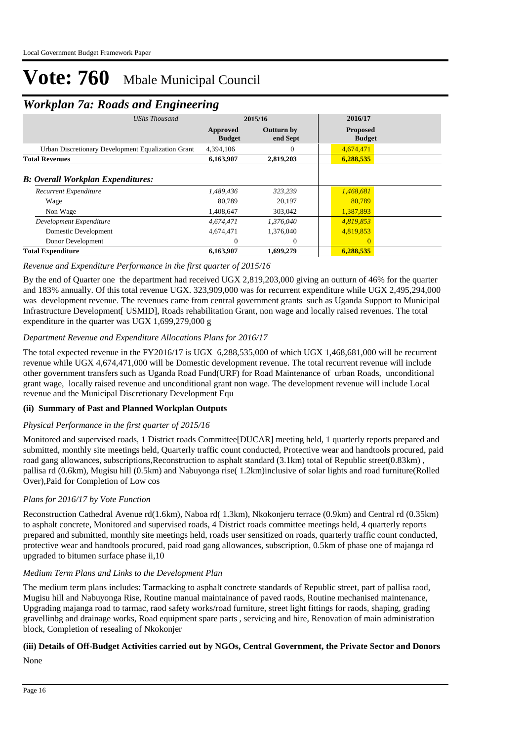# Vote: 760 Mbale Municipal Council

## *Workplan 7a: Roads and Engineering*

| *UShs Thousand* | 2015/16 | | 2016/17 |
|---|---|---|---|
| | **Approved Budget** | **Outturn by end Sept** | **Proposed Budget** |
| Urban Discretionary Development Equalization Grant | 4,394,106 | 0 | 4,674,471 |
| **Total Revenues** | **6,163,907** | **2,819,203** | **6,288,535** |
| ***B: Overall Workplan Expenditures:*** | | | |
| *Recurrent Expenditure* | *1,489,436* | *323,239* | *1,468,681* |
| Wage | 80,789 | 20,197 | 80,789 |
| Non Wage | 1,408,647 | 303,042 | 1,387,893 |
| *Development Expenditure* | *4,674,471* | *1,376,040* | *4,819,853* |
| Domestic Development | 4,674,471 | 1,376,040 | 4,819,853 |
| Donor Development | 0 | 0 | 0 |
| **Total Expenditure** | **6,163,907** | **1,699,279** | **6,288,535** |

*Revenue and Expenditure Performance in the first quarter of 2015/16*

By the end of Quarter one the department had received UGX 2,819,203,000 giving an outturn of 46% for the quarter and 183% annually. Of this total revenue UGX. 323,909,000 was for recurrent expenditure while UGX 2,495,294,000 was development revenue. The revenues came from central government grants such as Uganda Support to Municipal Infrastructure Development[ USMID], Roads rehabilitation Grant, non wage and locally raised revenues. The total expenditure in the quarter was UGX 1,699,279,000 g

*Department Revenue and Expenditure Allocations Plans for 2016/17*

The total expected revenue in the FY2016/17 is UGX 6,288,535,000 of which UGX 1,468,681,000 will be recurrent revenue while UGX 4,674,471,000 will be Domestic development revenue. The total recurrent revenue will include other government transfers such as Uganda Road Fund(URF) for Road Maintenance of urban Roads, unconditional grant wage, locally raised revenue and unconditional grant non wage. The development revenue will include Local revenue and the Municipal Discretionary Development Equ

**(ii) Summary of Past and Planned Workplan Outputs**

*Physical Performance in the first quarter of 2015/16*

Monitored and supervised roads, 1 District roads Committee[DUCAR] meeting held, 1 quarterly reports prepared and submitted, monthly site meetings held, Quarterly traffic count conducted, Protective wear and handtools procured, paid road gang allowances, subscriptions,Reconstruction to asphalt standard (3.1km) total of Republic street(0.83km) , pallisa rd (0.6km), Mugisu hill (0.5km) and Nabuyonga rise( 1.2km)inclusive of solar lights and road furniture(Rolled Over),Paid for Completion of Low cos

*Plans for 2016/17 by Vote Function*

Reconstruction Cathedral Avenue rd(1.6km), Naboa rd( 1.3km), Nkokonjeru terrace (0.9km) and Central rd (0.35km) to asphalt concrete, Monitored and supervised roads, 4 District roads committee meetings held, 4 quarterly reports prepared and submitted, monthly site meetings held, roads user sensitized on roads, quarterly traffic count conducted, protective wear and handtools procured, paid road gang allowances, subscription, 0.5km of phase one of majanga rd upgraded to bitumen surface phase ii,10

*Medium Term Plans and Links to the Development Plan*

The medium term plans includes: Tarmacking to asphalt conctrete standards of Republic street, part of pallisa raod, Mugisu hill and Nabuyonga Rise, Routine manual maintainance of paved raods, Routine mechanised maintenance, Upgrading majanga road to tarmac, raod safety works/road furniture, street light fittings for raods, shaping, grading gravellinbg and drainage works, Road equipment spare parts , servicing and hire, Renovation of main administration block, Completion of resealing of Nkokonjer

**(iii) Details of Off-Budget Activities carried out by NGOs, Central Government, the Private Sector and Donors**

None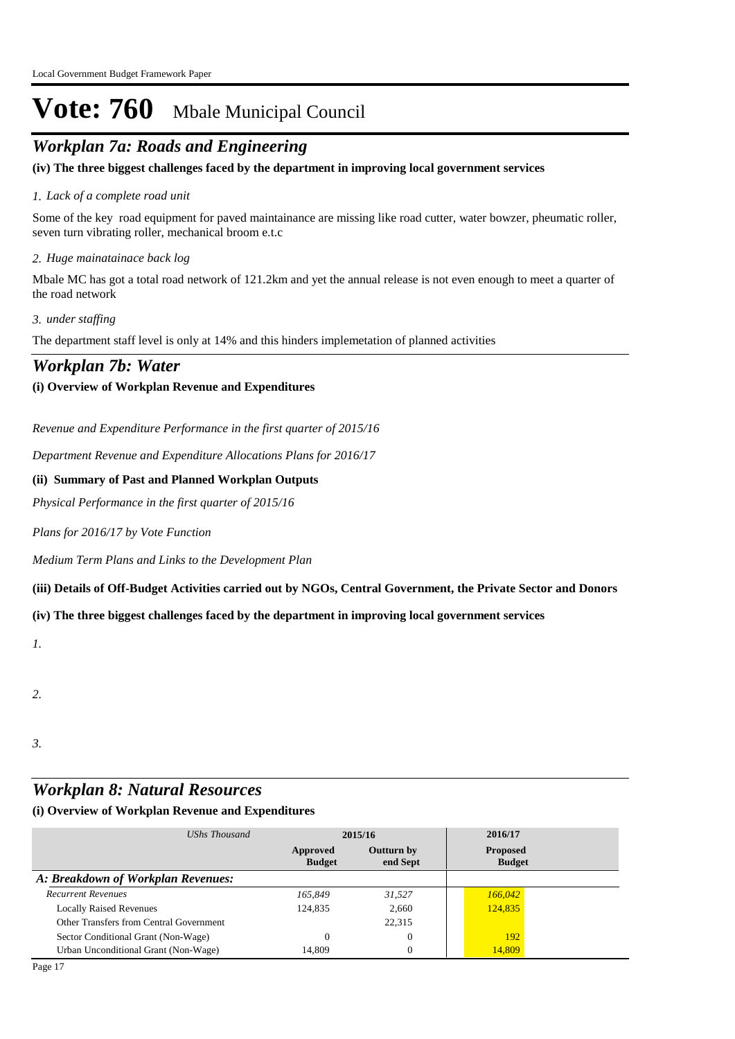# Vote: 760 Mbale Municipal Council

## *Workplan 7a: Roads and Engineering*

**(iv) The three biggest challenges faced by the department in improving local government services**

*1. Lack of a complete road unit*

Some of the key road equipment for paved maintainance are missing like road cutter, water bowzer, pheumatic roller, seven turn vibrating roller, mechanical broom e.t.c

*2. Huge mainatainace back log*

Mbale MC has got a total road network of 121.2km and yet the annual release is not even enough to meet a quarter of the road network

*3. under staffing*

The department staff level is only at 14% and this hinders implemetation of planned activities

## *Workplan 7b: Water*

**(i) Overview of Workplan Revenue and Expenditures**

*Revenue and Expenditure Performance in the first quarter of 2015/16*

*Department Revenue and Expenditure Allocations Plans for 2016/17*

**(ii) Summary of Past and Planned Workplan Outputs**

*Physical Performance in the first quarter of 2015/16*

*Plans for 2016/17 by Vote Function*

*Medium Term Plans and Links to the Development Plan*

**(iii) Details of Off-Budget Activities carried out by NGOs, Central Government, the Private Sector and Donors**

**(iv) The three biggest challenges faced by the department in improving local government services**

*1.*

*2.*

*3.*

## *Workplan 8: Natural Resources*

**(i) Overview of Workplan Revenue and Expenditures**

| *UShs Thousand* | 2015/16 | | 2016/17 |
|---|---|---|---|
| | **Approved Budget** | **Outturn by end Sept** | **Proposed Budget** |
| ***A: Breakdown of Workplan Revenues:*** | | | |
| *Recurrent Revenues* | *165,849* | *31,527* | *166,042* |
| Locally Raised Revenues | 124,835 | 2,660 | 124,835 |
| Other Transfers from Central Government | | 22,315 | |
| Sector Conditional Grant (Non-Wage) | 0 | 0 | 192 |
| Urban Unconditional Grant (Non-Wage) | 14,809 | 0 | 14,809 |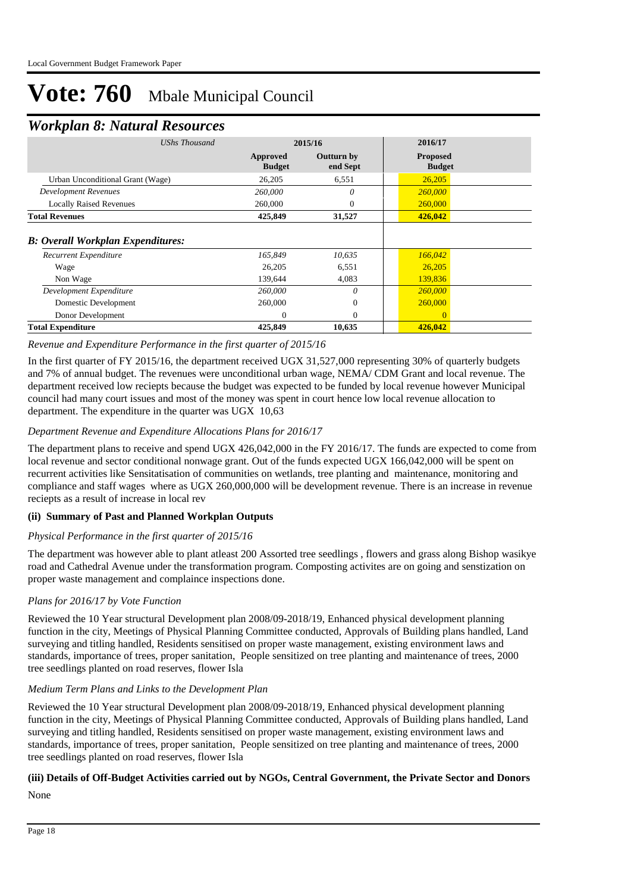# Vote: 760 Mbale Municipal Council

## *Workplan 8: Natural Resources*

| *UShs Thousand* | 2015/16 | | 2016/17 |
|---|---|---|---|
| | **Approved Budget** | **Outturn by end Sept** | **Proposed Budget** |
| Urban Unconditional Grant (Wage) | 26,205 | 6,551 | 26,205 |
| *Development Revenues* | *260,000* | *0* | *260,000* |
| Locally Raised Revenues | 260,000 | 0 | 260,000 |
| **Total Revenues** | **425,849** | **31,527** | **426,042** |
| ***B: Overall Workplan Expenditures:*** | | | |
| *Recurrent Expenditure* | *165,849* | *10,635* | *166,042* |
| Wage | 26,205 | 6,551 | 26,205 |
| Non Wage | 139,644 | 4,083 | 139,836 |
| *Development Expenditure* | *260,000* | *0* | *260,000* |
| Domestic Development | 260,000 | 0 | 260,000 |
| Donor Development | 0 | 0 | 0 |
| **Total Expenditure** | **425,849** | **10,635** | **426,042** |

*Revenue and Expenditure Performance in the first quarter of 2015/16*

In the first quarter of FY 2015/16, the department received UGX 31,527,000 representing 30% of quarterly budgets and 7% of annual budget. The revenues were unconditional urban wage, NEMA/ CDM Grant and local revenue. The department received low reciepts because the budget was expected to be funded by local revenue however Municipal council had many court issues and most of the money was spent in court hence low local revenue allocation to department. The expenditure in the quarter was UGX 10,63

*Department Revenue and Expenditure Allocations Plans for 2016/17*

The department plans to receive and spend UGX 426,042,000 in the FY 2016/17. The funds are expected to come from local revenue and sector conditional nonwage grant. Out of the funds expected UGX 166,042,000 will be spent on recurrent activities like Sensitatisation of communities on wetlands, tree planting and maintenance, monitoring and compliance and staff wages where as UGX 260,000,000 will be development revenue. There is an increase in revenue reciepts as a result of increase in local rev

### (ii) Summary of Past and Planned Workplan Outputs

*Physical Performance in the first quarter of 2015/16*

The department was however able to plant atleast 200 Assorted tree seedlings , flowers and grass along Bishop wasikye road and Cathedral Avenue under the transformation program. Composting activites are on going and senstization on proper waste management and complaince inspections done.

*Plans for 2016/17 by Vote Function*

Reviewed the 10 Year structural Development plan 2008/09-2018/19, Enhanced physical development planning function in the city, Meetings of Physical Planning Committee conducted, Approvals of Building plans handled, Land surveying and titling handled, Residents sensitised on proper waste management, existing environment laws and standards, importance of trees, proper sanitation, People sensitized on tree planting and maintenance of trees, 2000 tree seedlings planted on road reserves, flower Isla

*Medium Term Plans and Links to the Development Plan*

Reviewed the 10 Year structural Development plan 2008/09-2018/19, Enhanced physical development planning function in the city, Meetings of Physical Planning Committee conducted, Approvals of Building plans handled, Land surveying and titling handled, Residents sensitised on proper waste management, existing environment laws and standards, importance of trees, proper sanitation, People sensitized on tree planting and maintenance of trees, 2000 tree seedlings planted on road reserves, flower Isla

### (iii) Details of Off-Budget Activities carried out by NGOs, Central Government, the Private Sector and Donors

None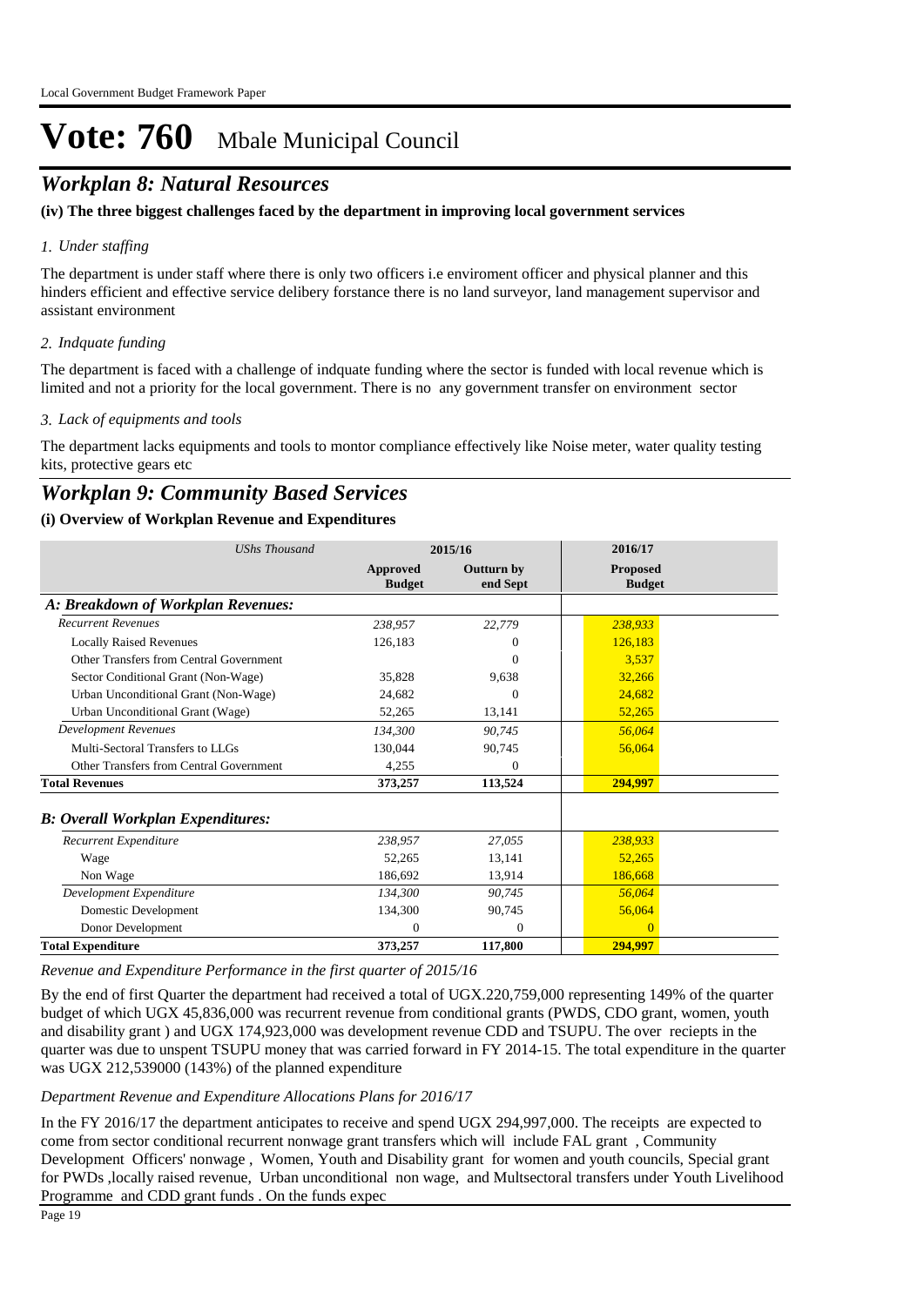# Vote: 760 Mbale Municipal Council

## *Workplan 8: Natural Resources*

**(iv) The three biggest challenges faced by the department in improving local government services**

*1. Under staffing*

The department is under staff where there is only two officers i.e enviroment officer and physical planner and this hinders efficient and effective service delibery forstance there is no land surveyor, land management supervisor and assistant environment

*2. Indquate funding*

The department is faced with a challenge of indquate funding where the sector is funded with local revenue which is limited and not a priority for the local government. There is no any government transfer on environment sector

*3. Lack of equipments and tools*

The department lacks equipments and tools to montor compliance effectively like Noise meter, water quality testing kits, protective gears etc

## *Workplan 9: Community Based Services*

**(i) Overview of Workplan Revenue and Expenditures**

| *UShs Thousand* | 2015/16 | | 2016/17 |
|---|---|---|---|
| | **Approved Budget** | **Outturn by end Sept** | **Proposed Budget** |
| ***A: Breakdown of Workplan Revenues:*** | | | |
| *Recurrent Revenues* | *238,957* | *22,779* | *238,933* |
| Locally Raised Revenues | 126,183 | 0 | 126,183 |
| Other Transfers from Central Government | | 0 | 3,537 |
| Sector Conditional Grant (Non-Wage) | 35,828 | 9,638 | 32,266 |
| Urban Unconditional Grant (Non-Wage) | 24,682 | 0 | 24,682 |
| Urban Unconditional Grant (Wage) | 52,265 | 13,141 | 52,265 |
| *Development Revenues* | *134,300* | *90,745* | *56,064* |
| Multi-Sectoral Transfers to LLGs | 130,044 | 90,745 | 56,064 |
| Other Transfers from Central Government | 4,255 | 0 | |
| **Total Revenues** | **373,257** | **113,524** | **294,997** |
| ***B: Overall Workplan Expenditures:*** | | | |
| *Recurrent Expenditure* | *238,957* | *27,055* | *238,933* |
| Wage | 52,265 | 13,141 | 52,265 |
| Non Wage | 186,692 | 13,914 | 186,668 |
| *Development Expenditure* | *134,300* | *90,745* | *56,064* |
| Domestic Development | 134,300 | 90,745 | 56,064 |
| Donor Development | 0 | 0 | 0 |
| **Total Expenditure** | **373,257** | **117,800** | **294,997** |

*Revenue and Expenditure Performance in the first quarter of 2015/16*

By the end of first Quarter the department had received a total of UGX.220,759,000 representing 149% of the quarter budget of which UGX 45,836,000 was recurrent revenue from conditional grants (PWDS, CDO grant, women, youth and disability grant ) and UGX 174,923,000 was development revenue CDD and TSUPU. The over reciepts in the quarter was due to unspent TSUPU money that was carried forward in FY 2014-15. The total expenditure in the quarter was UGX 212,539000 (143%) of the planned expenditure

*Department Revenue and Expenditure Allocations Plans for 2016/17*

In the FY 2016/17 the department anticipates to receive and spend UGX 294,997,000. The receipts are expected to come from sector conditional recurrent nonwage grant transfers which will include FAL grant , Community Development Officers' nonwage , Women, Youth and Disability grant for women and youth councils, Special grant for PWDs ,locally raised revenue, Urban unconditional non wage, and Multsectoral transfers under Youth Livelihood Programme and CDD grant funds . On the funds expec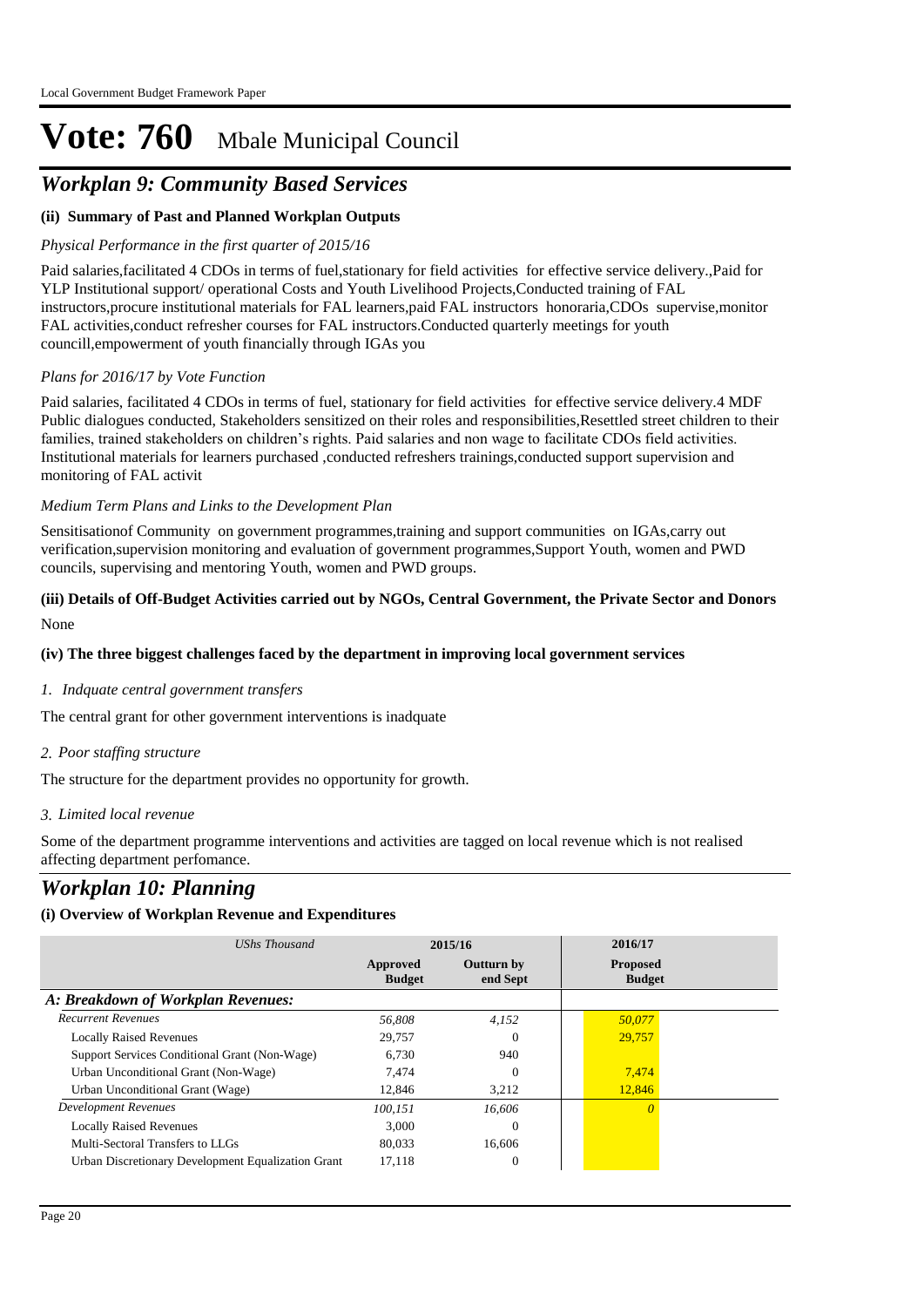# Vote: 760 Mbale Municipal Council

## *Workplan 9: Community Based Services*

### (ii) Summary of Past and Planned Workplan Outputs

*Physical Performance in the first quarter of 2015/16*

Paid salaries,facilitated 4 CDOs in terms of fuel,stationary for field activities for effective service delivery.,Paid for YLP Institutional support/ operational Costs and Youth Livelihood Projects,Conducted training of FAL instructors,procure institutional materials for FAL learners,paid FAL instructors honoraria,CDOs supervise,monitor FAL activities,conduct refresher courses for FAL instructors.Conducted quarterly meetings for youth councill,empowerment of youth financially through IGAs you

*Plans for 2016/17 by Vote Function*

Paid salaries, facilitated 4 CDOs in terms of fuel, stationary for field activities for effective service delivery.4 MDF Public dialogues conducted, Stakeholders sensitized on their roles and responsibilities,Resettled street children to their families, trained stakeholders on children's rights. Paid salaries and non wage to facilitate CDOs field activities. Institutional materials for learners purchased ,conducted refreshers trainings,conducted support supervision and monitoring of FAL activit

*Medium Term Plans and Links to the Development Plan*

Sensitisationof Community on government programmes,training and support communities on IGAs,carry out verification,supervision monitoring and evaluation of government programmes,Support Youth, women and PWD councils, supervising and mentoring Youth, women and PWD groups.

### (iii) Details of Off-Budget Activities carried out by NGOs, Central Government, the Private Sector and Donors

None

### (iv) The three biggest challenges faced by the department in improving local government services

*1. Indquate central government transfers*

The central grant for other government interventions is inadquate

*2. Poor staffing structure*

The structure for the department provides no opportunity for growth.

*3. Limited local revenue*

Some of the department programme interventions and activities are tagged on local revenue which is not realised affecting department perfomance.

## *Workplan 10: Planning*

### (i) Overview of Workplan Revenue and Expenditures

| *UShs Thousand* | 2015/16 | | 2016/17 |
|---|---|---|---|
| | Approved Budget | Outturn by end Sept | Proposed Budget |
| ***A: Breakdown of Workplan Revenues:*** | | | |
| *Recurrent Revenues* | *56,808* | *4,152* | *50,077* |
| Locally Raised Revenues | 29,757 | 0 | 29,757 |
| Support Services Conditional Grant (Non-Wage) | 6,730 | 940 | |
| Urban Unconditional Grant (Non-Wage) | 7,474 | 0 | 7,474 |
| Urban Unconditional Grant (Wage) | 12,846 | 3,212 | 12,846 |
| *Development Revenues* | *100,151* | *16,606* | *0* |
| Locally Raised Revenues | 3,000 | 0 | |
| Multi-Sectoral Transfers to LLGs | 80,033 | 16,606 | |
| Urban Discretionary Development Equalization Grant | 17,118 | 0 | |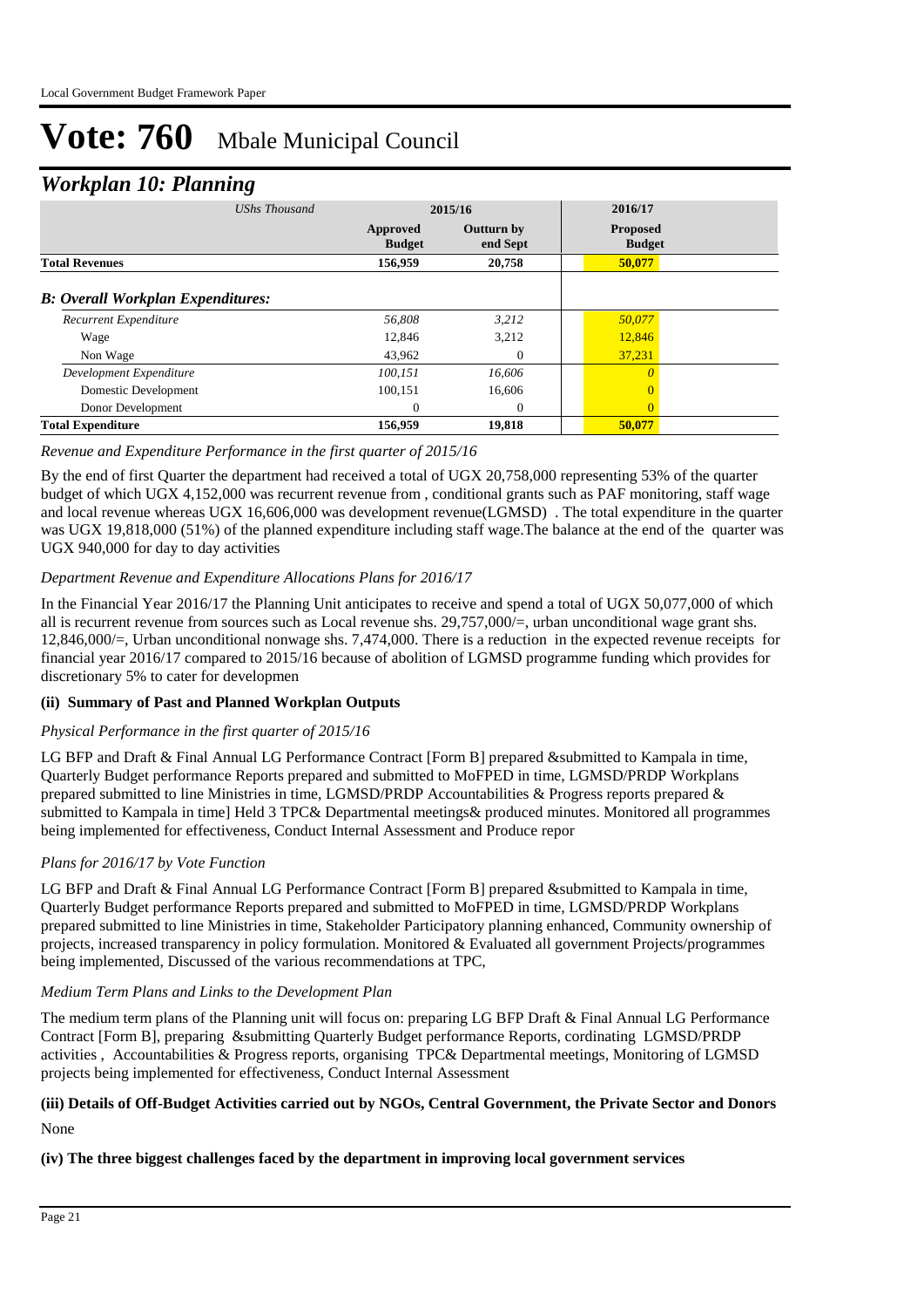# Vote: 760 Mbale Municipal Council

## *Workplan 10: Planning*

| *UShs Thousand* | 2015/16 | | 2016/17 |
|---|---|---|---|
| | **Approved Budget** | **Outturn by end Sept** | **Proposed Budget** |
| **Total Revenues** | **156,959** | **20,758** | **50,077** |
| ***B: Overall Workplan Expenditures:*** | | | |
| *Recurrent Expenditure* | *56,808* | *3,212* | *50,077* |
| Wage | 12,846 | 3,212 | 12,846 |
| Non Wage | 43,962 | 0 | 37,231 |
| *Development Expenditure* | *100,151* | *16,606* | *0* |
| Domestic Development | 100,151 | 16,606 | 0 |
| Donor Development | 0 | 0 | 0 |
| **Total Expenditure** | **156,959** | **19,818** | **50,077** |

*Revenue and Expenditure Performance in the first quarter of 2015/16*

By the end of first Quarter the department had received a total of UGX 20,758,000 representing 53% of the quarter budget of which UGX 4,152,000 was recurrent revenue from , conditional grants such as PAF monitoring, staff wage and local revenue whereas UGX 16,606,000 was development revenue(LGMSD) . The total expenditure in the quarter was UGX 19,818,000 (51%) of the planned expenditure including staff wage.The balance at the end of the quarter was UGX 940,000 for day to day activities

*Department Revenue and Expenditure Allocations Plans for 2016/17*

In the Financial Year 2016/17 the Planning Unit anticipates to receive and spend a total of UGX 50,077,000 of which all is recurrent revenue from sources such as Local revenue shs. 29,757,000/=, urban unconditional wage grant shs. 12,846,000/=, Urban unconditional nonwage shs. 7,474,000. There is a reduction in the expected revenue receipts for financial year 2016/17 compared to 2015/16 because of abolition of LGMSD programme funding which provides for discretionary 5% to cater for developmen

### (ii) Summary of Past and Planned Workplan Outputs

*Physical Performance in the first quarter of 2015/16*

LG BFP and Draft & Final Annual LG Performance Contract [Form B] prepared &submitted to Kampala in time, Quarterly Budget performance Reports prepared and submitted to MoFPED in time, LGMSD/PRDP Workplans prepared submitted to line Ministries in time, LGMSD/PRDP Accountabilities & Progress reports prepared & submitted to Kampala in time] Held 3 TPC& Departmental meetings& produced minutes. Monitored all programmes being implemented for effectiveness, Conduct Internal Assessment and Produce repor

*Plans for 2016/17 by Vote Function*

LG BFP and Draft & Final Annual LG Performance Contract [Form B] prepared &submitted to Kampala in time, Quarterly Budget performance Reports prepared and submitted to MoFPED in time, LGMSD/PRDP Workplans prepared submitted to line Ministries in time, Stakeholder Participatory planning enhanced, Community ownership of projects, increased transparency in policy formulation. Monitored & Evaluated all government Projects/programmes being implemented, Discussed of the various recommendations at TPC,

*Medium Term Plans and Links to the Development Plan*

The medium term plans of the Planning unit will focus on: preparing LG BFP Draft & Final Annual LG Performance Contract [Form B], preparing &submitting Quarterly Budget performance Reports, cordinating LGMSD/PRDP activities , Accountabilities & Progress reports, organising TPC& Departmental meetings, Monitoring of LGMSD projects being implemented for effectiveness, Conduct Internal Assessment

### (iii) Details of Off-Budget Activities carried out by NGOs, Central Government, the Private Sector and Donors

None

### (iv) The three biggest challenges faced by the department in improving local government services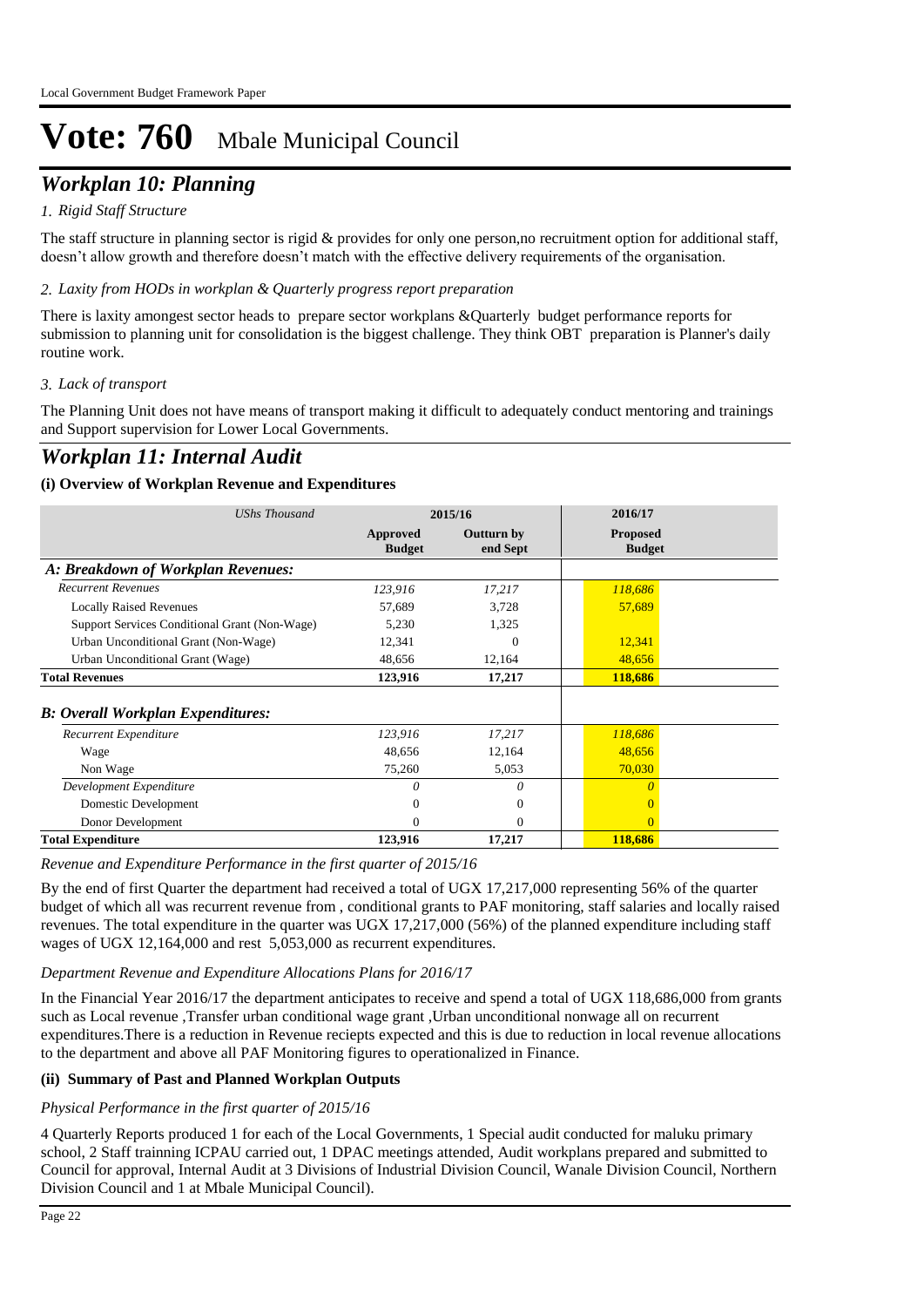# Vote: 760 Mbale Municipal Council

## *Workplan 10: Planning*

*1. Rigid Staff Structure*

The staff structure in planning sector is rigid & provides for only one person,no recruitment option for additional staff, doesn't allow growth and therefore doesn't match with the effective delivery requirements of the organisation.

*2. Laxity from HODs in workplan & Quarterly progress report preparation*

There is laxity amongest sector heads to prepare sector workplans &Quarterly budget performance reports for submission to planning unit for consolidation is the biggest challenge. They think OBT preparation is Planner's daily routine work.

*3. Lack of transport*

The Planning Unit does not have means of transport making it difficult to adequately conduct mentoring and trainings and Support supervision for Lower Local Governments.

## *Workplan 11: Internal Audit*

### (i) Overview of Workplan Revenue and Expenditures

| *UShs Thousand* | 2015/16 | | 2016/17 |
|---|---|---|---|
| | **Approved Budget** | **Outturn by end Sept** | **Proposed Budget** |
| ***A: Breakdown of Workplan Revenues:*** | | | |
| *Recurrent Revenues* | *123,916* | *17,217* | *118,686* |
| Locally Raised Revenues | 57,689 | 3,728 | 57,689 |
| Support Services Conditional Grant (Non-Wage) | 5,230 | 1,325 | |
| Urban Unconditional Grant (Non-Wage) | 12,341 | 0 | 12,341 |
| Urban Unconditional Grant (Wage) | 48,656 | 12,164 | 48,656 |
| **Total Revenues** | **123,916** | **17,217** | **118,686** |
| ***B: Overall Workplan Expenditures:*** | | | |
| *Recurrent Expenditure* | *123,916* | *17,217* | *118,686* |
| Wage | 48,656 | 12,164 | 48,656 |
| Non Wage | 75,260 | 5,053 | 70,030 |
| *Development Expenditure* | *0* | *0* | *0* |
| Domestic Development | 0 | 0 | 0 |
| Donor Development | 0 | 0 | 0 |
| **Total Expenditure** | **123,916** | **17,217** | **118,686** |

*Revenue and Expenditure Performance in the first quarter of 2015/16*

By the end of first Quarter the department had received a total of UGX 17,217,000 representing 56% of the quarter budget of which all was recurrent revenue from , conditional grants to PAF monitoring, staff salaries and locally raised revenues. The total expenditure in the quarter was UGX 17,217,000 (56%) of the planned expenditure including staff wages of UGX 12,164,000 and rest 5,053,000 as recurrent expenditures.

*Department Revenue and Expenditure Allocations Plans for 2016/17*

In the Financial Year 2016/17 the department anticipates to receive and spend a total of UGX 118,686,000 from grants such as Local revenue ,Transfer urban conditional wage grant ,Urban unconditional nonwage all on recurrent expenditures.There is a reduction in Revenue reciepts expected and this is due to reduction in local revenue allocations to the department and above all PAF Monitoring figures to operationalized in Finance.

### (ii) Summary of Past and Planned Workplan Outputs

*Physical Performance in the first quarter of 2015/16*

4 Quarterly Reports produced 1 for each of the Local Governments, 1 Special audit conducted for maluku primary school, 2 Staff trainning ICPAU carried out, 1 DPAC meetings attended, Audit workplans prepared and submitted to Council for approval, Internal Audit at 3 Divisions of Industrial Division Council, Wanale Division Council, Northern Division Council and 1 at Mbale Municipal Council).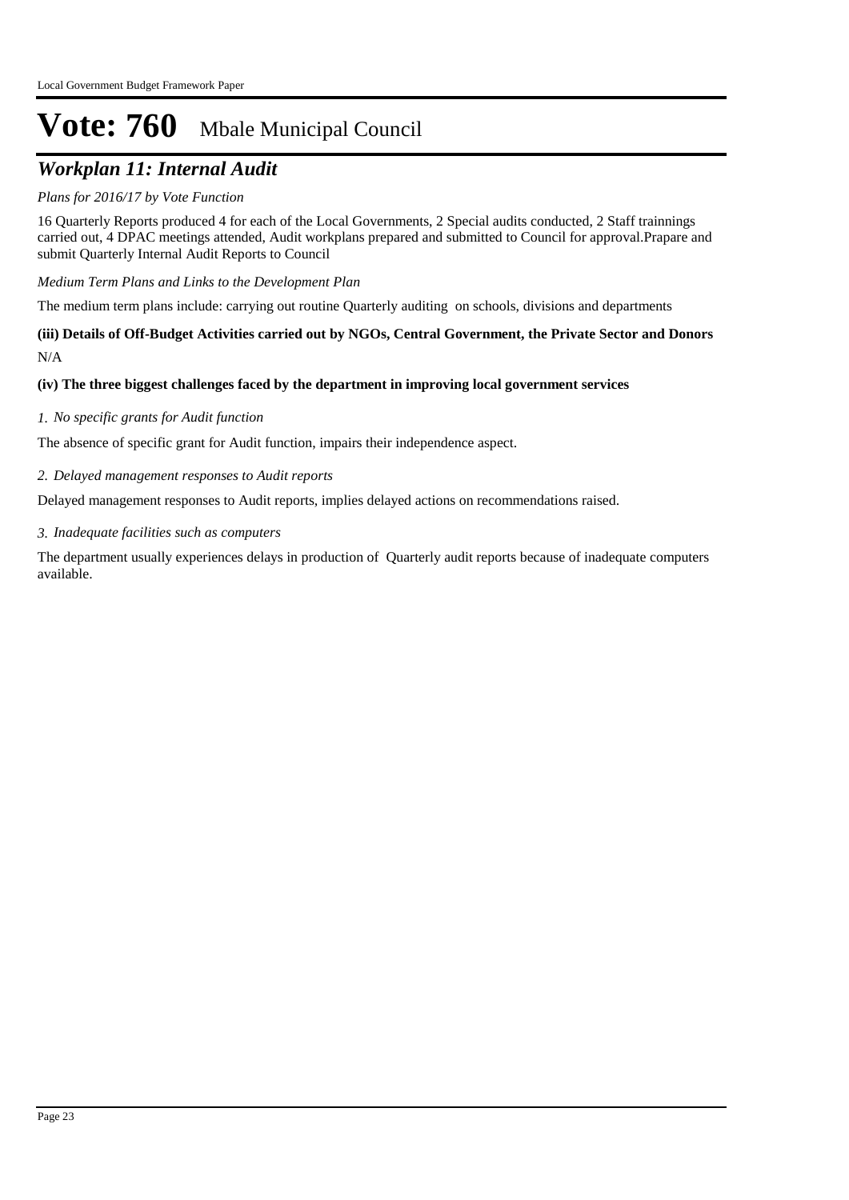# Vote: 760 Mbale Municipal Council

## *Workplan 11: Internal Audit*

*Plans for 2016/17 by Vote Function*

16 Quarterly Reports produced 4 for each of the Local Governments, 2 Special audits conducted, 2 Staff trainnings carried out, 4 DPAC meetings attended, Audit workplans prepared and submitted to Council for approval.Prapare and submit Quarterly Internal Audit Reports to Council

*Medium Term Plans and Links to the Development Plan*

The medium term plans include: carrying out routine Quarterly auditing on schools, divisions and departments

**(iii) Details of Off-Budget Activities carried out by NGOs, Central Government, the Private Sector and Donors**

N/A

**(iv) The three biggest challenges faced by the department in improving local government services**

*1. No specific grants for Audit function*

The absence of specific grant for Audit function, impairs their independence aspect.

*2. Delayed management responses to Audit reports*

Delayed management responses to Audit reports, implies delayed actions on recommendations raised.

*3. Inadequate facilities such as computers*

The department usually experiences delays in production of Quarterly audit reports because of inadequate computers available.